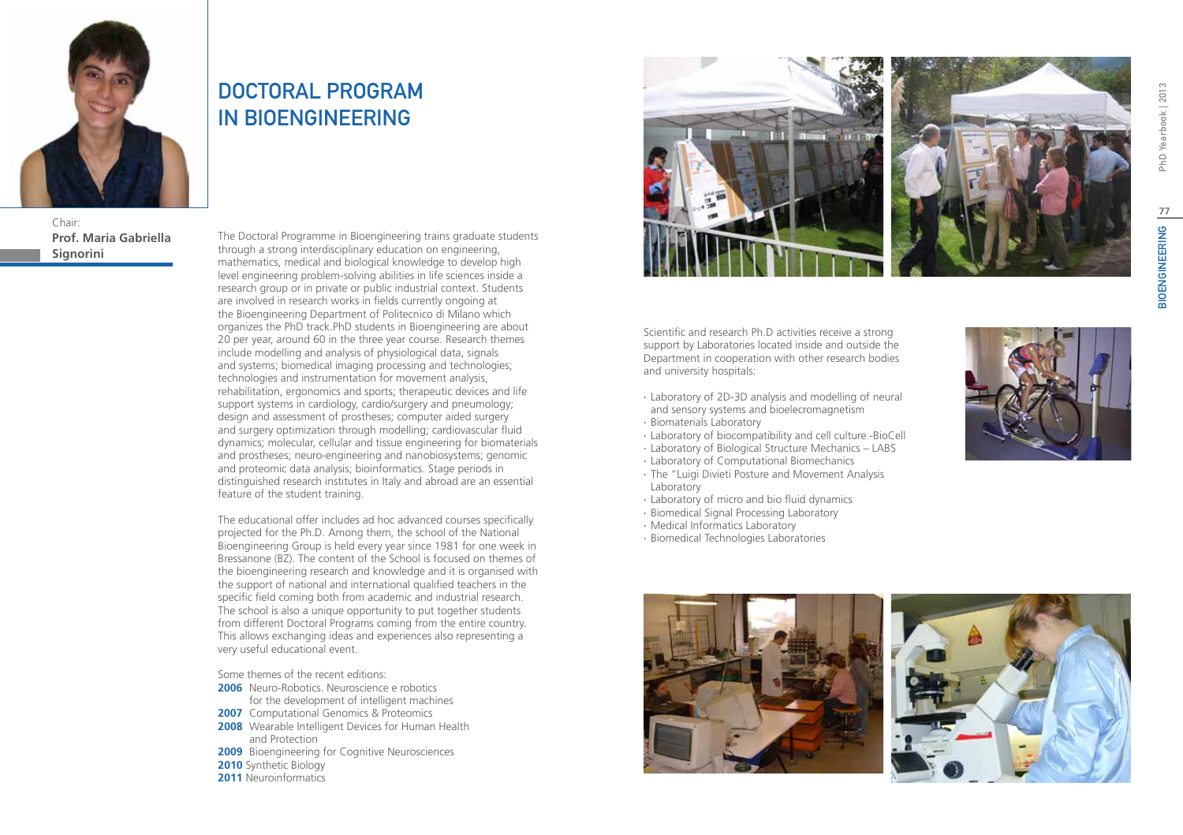# DOCTORAL PROGRAM IN BIOENGINEERING

Chair:
**Prof. Maria Gabriella Signorini**

The Doctoral Programme in Bioengineering trains graduate students through a strong interdisciplinary education on engineering, mathematics, medical and biological knowledge to develop high level engineering problem-solving abilities in life sciences inside a research group or in private or public industrial context. Students are involved in research works in fields currently ongoing at the Bioengineering Department of Politecnico di Milano which organizes the PhD track.PhD students in Bioengineering are about 20 per year, around 60 in the three year course. Research themes include modelling and analysis of physiological data, signals and systems; biomedical imaging processing and technologies; technologies and instrumentation for movement analysis, rehabilitation, ergonomics and sports; therapeutic devices and life support systems in cardiology, cardio/surgery and pneumology; design and assessment of prostheses; computer aided surgery and surgery optimization through modelling; cardiovascular fluid dynamics; molecular, cellular and tissue engineering for biomaterials and prostheses; neuro-engineering and nanobiosystems; genomic and proteomic data analysis; bioinformatics. Stage periods in distinguished research institutes in Italy and abroad are an essential feature of the student training.

The educational offer includes ad hoc advanced courses specifically projected for the Ph.D. Among them, the school of the National Bioengineering Group is held every year since 1981 for one week in Bressanone (BZ). The content of the School is focused on themes of the bioengineering research and knowledge and it is organised with the support of national and international qualified teachers in the specific field coming both from academic and industrial research. The school is also a unique opportunity to put together students from different Doctoral Programs coming from the entire country. This allows exchanging ideas and experiences also representing a very useful educational event.

Some themes of the recent editions:

**2006** Neuro-Robotics. Neuroscience e robotics for the development of intelligent machines
**2007** Computational Genomics & Proteomics
**2008** Wearable Intelligent Devices for Human Health and Protection
**2009** Bioengineering for Cognitive Neurosciences
**2010** Synthetic Biology
**2011** Neuroinformatics

Scientific and research Ph.D activities receive a strong support by Laboratories located inside and outside the Department in cooperation with other research bodies and university hospitals:

- Laboratory of 2D-3D analysis and modelling of neural and sensory systems and bioelecromagnetism
- Biomaterials Laboratory
- Laboratory of biocompatibility and cell culture -BioCell
- Laboratory of Biological Structure Mechanics – LABS
- Laboratory of Computational Biomechanics
- The "Luigi Divieti Posture and Movement Analysis Laboratory
- Laboratory of micro and bio fluid dynamics
- Biomedical Signal Processing Laboratory
- Medical Informatics Laboratory
- Biomedical Technologies Laboratories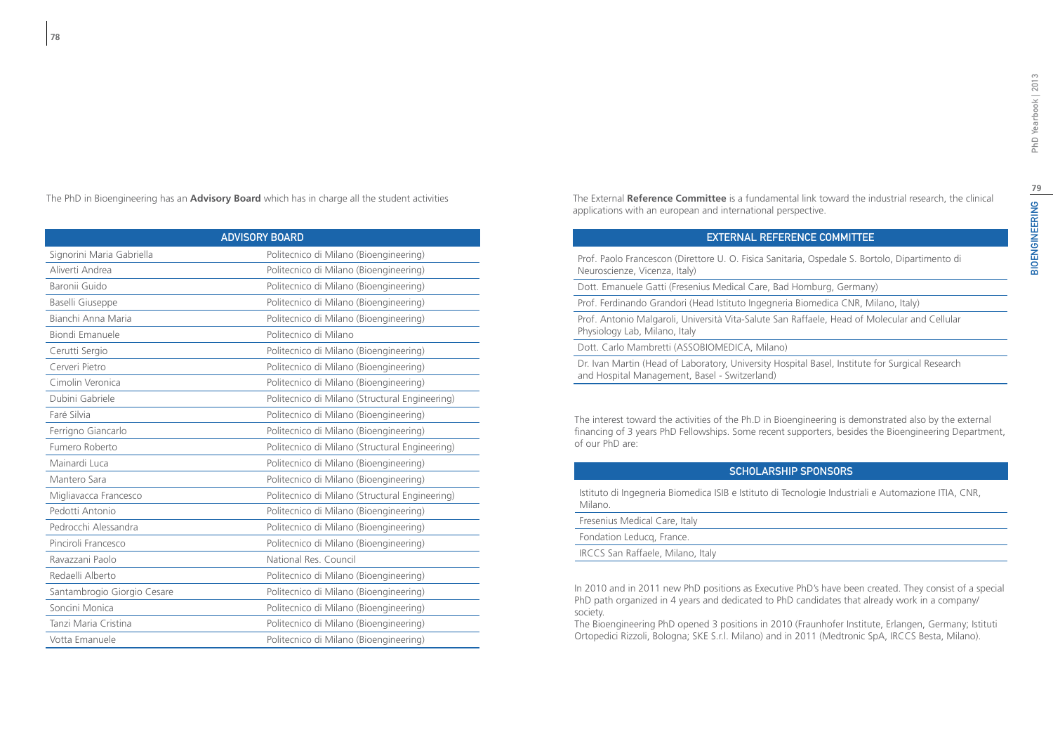The PhD in Bioengineering has an **Advisory Board** which has in charge all the student activities

| ADVISORY BOARD | |
| --- | --- |
| Signorini Maria Gabriella | Politecnico di Milano (Bioengineering) |
| Aliverti Andrea | Politecnico di Milano (Bioengineering) |
| Baronii Guido | Politecnico di Milano (Bioengineering) |
| Baselli Giuseppe | Politecnico di Milano (Bioengineering) |
| Bianchi Anna Maria | Politecnico di Milano (Bioengineering) |
| Biondi Emanuele | Politecnico di Milano |
| Cerutti Sergio | Politecnico di Milano (Bioengineering) |
| Cerveri Pietro | Politecnico di Milano (Bioengineering) |
| Cimolin Veronica | Politecnico di Milano (Bioengineering) |
| Dubini Gabriele | Politecnico di Milano (Structural Engineering) |
| Faré Silvia | Politecnico di Milano (Bioengineering) |
| Ferrigno Giancarlo | Politecnico di Milano (Bioengineering) |
| Fumero Roberto | Politecnico di Milano (Structural Engineering) |
| Mainardi Luca | Politecnico di Milano (Bioengineering) |
| Mantero Sara | Politecnico di Milano (Bioengineering) |
| Migliavacca Francesco | Politecnico di Milano (Structural Engineering) |
| Pedotti Antonio | Politecnico di Milano (Bioengineering) |
| Pedrocchi Alessandra | Politecnico di Milano (Bioengineering) |
| Pinciroli Francesco | Politecnico di Milano (Bioengineering) |
| Ravazzani Paolo | National Res. Council |
| Redaelli Alberto | Politecnico di Milano (Bioengineering) |
| Santambrogio Giorgio Cesare | Politecnico di Milano (Bioengineering) |
| Soncini Monica | Politecnico di Milano (Bioengineering) |
| Tanzi Maria Cristina | Politecnico di Milano (Bioengineering) |
| Votta Emanuele | Politecnico di Milano (Bioengineering) |

The External **Reference Committee** is a fundamental link toward the industrial research, the clinical applications with an european and international perspective.

| EXTERNAL REFERENCE COMMITTEE |
| --- |
| Prof. Paolo Francescon (Direttore U. O. Fisica Sanitaria, Ospedale S. Bortolo, Dipartimento di Neuroscienze, Vicenza, Italy) |
| Dott. Emanuele Gatti (Fresenius Medical Care, Bad Homburg, Germany) |
| Prof. Ferdinando Grandori (Head Istituto Ingegneria Biomedica CNR, Milano, Italy) |
| Prof. Antonio Malgaroli, Università Vita-Salute San Raffaele, Head of Molecular and Cellular Physiology Lab, Milano, Italy |
| Dott. Carlo Mambretti (ASSOBIOMEDICA, Milano) |
| Dr. Ivan Martin (Head of Laboratory, University Hospital Basel, Institute for Surgical Research and Hospital Management, Basel - Switzerland) |

The interest toward the activities of the Ph.D in Bioengineering is demonstrated also by the external financing of 3 years PhD Fellowships. Some recent supporters, besides the Bioengineering Department, of our PhD are:

| SCHOLARSHIP SPONSORS |
| --- |
| Istituto di Ingegneria Biomedica ISIB e Istituto di Tecnologie Industriali e Automazione ITIA, CNR, Milano. |
| Fresenius Medical Care, Italy |
| Fondation Leducq, France. |
| IRCCS San Raffaele, Milano, Italy |

In 2010 and in 2011 new PhD positions as Executive PhD's have been created. They consist of a special PhD path organized in 4 years and dedicated to PhD candidates that already work in a company/ society.

The Bioengineering PhD opened 3 positions in 2010 (Fraunhofer Institute, Erlangen, Germany; Istituti Ortopedici Rizzoli, Bologna; SKE S.r.l. Milano) and in 2011 (Medtronic SpA, IRCCS Besta, Milano).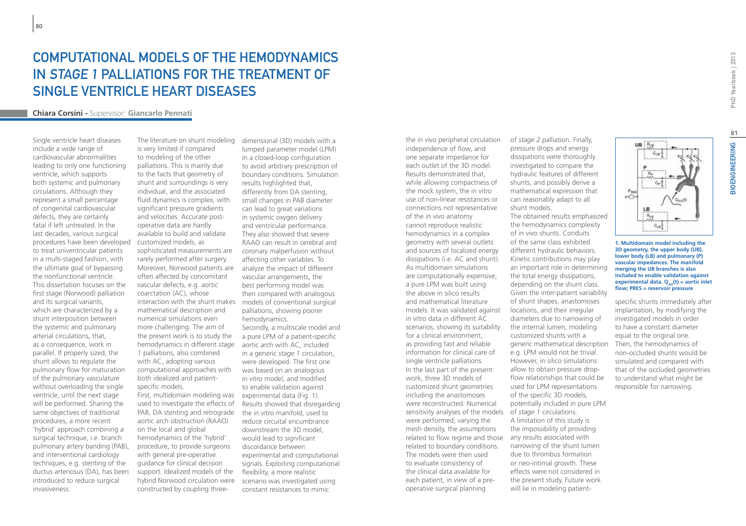# COMPUTATIONAL MODELS OF THE HEMODYNAMICS IN *STAGE 1* PALLIATIONS FOR THE TREATMENT OF SINGLE VENTRICLE HEART DISEASES

**Chiara Corsini -** Supervisor: **Giancarlo Pennati**

Single ventricle heart diseases include a wide range of cardiovascular abnormalities leading to only one functioning ventricle, which supports both systemic and pulmonary circulations. Although they represent a small percentage of congenital cardiovascular defects, they are certainly fatal if left untreated. In the last decades, various surgical procedures have been developed to treat univentricular patients in a multi-staged fashion, with the ultimate goal of bypassing the nonfunctional ventricle. This dissertation focuses on the first stage (Norwood) palliation and its surgical variants, which are characterized by a shunt interposition between the systemic and pulmonary arterial circulations, that, as a consequence, work in parallel. If properly sized, the shunt allows to regulate the pulmonary flow for maturation of the pulmonary vasculature without overloading the single ventricle, until the next stage will be performed. Sharing the same objectives of traditional procedures, a more recent 'hybrid' approach combining a surgical technique, i.e. branch pulmonary artery banding (PAB), and interventional cardiology techniques, e.g. stenting of the ductus arteriosus (DA), has been introduced to reduce surgical invasiveness.

The literature on shunt modeling is very limited if compared to modeling of the other palliations. This is mainly due to the facts that geometry of shunt and surroundings is very individual, and the associated fluid dynamics is complex, with significant pressure gradients and velocities. Accurate post-operative data are hardly available to build and validate customized models, as sophisticated measurements are rarely performed after surgery. Moreover, Norwood patients are often affected by concomitant vascular defects, e.g. aortic coarctation (AC), whose interaction with the shunt makes mathematical description and numerical simulations even more challenging. The aim of the present work is to study the hemodynamics in different *stage 1* palliations, also combined with AC, adopting various computational approaches with both idealized and patient-specific models.

First, multidomain modeling was used to investigate the effects of PAB, DA stenting and retrograde aortic arch obstruction (RAAO) on the local and global hemodynamics of the 'hybrid' procedure, to provide surgeons with general pre-operative guidance for clinical decision support. Idealized models of the hybrid Norwood circulation were constructed by coupling three-dimensional (3D) models with a lumped parameter model (LPM) in a closed-loop configuration to avoid arbitrary prescription of boundary conditions. Simulation results highlighted that, differently from DA stenting, small changes in PAB diameter can lead to great variations in systemic oxygen delivery and ventricular performance. They also showed that severe RAAO can result in cerebral and coronary malperfusion without affecting other variables. To analyze the impact of different vascular arrangements, the best performing model was then compared with analogous models of conventional surgical palliations, showing poorer hemodynamics.

Secondly, a multiscale model and a pure LPM of a patient-specific aortic arch with AC, included in a generic *stage 1* circulation, were developed. The first one was based on an analogous in vitro model, and modified to enable validation against experimental data (Fig. 1). Results showed that disregarding the in vitro manifold, used to reduce circuital encumbrance downstream the 3D model, would lead to significant discordance between experimental and computational signals. Exploiting computational flexibility, a more realistic scenario was investigated using constant resistances to mimic the in vivo peripheral circulation independence of flow, and one separate impedance for each outlet of the 3D model. Results demonstrated that, while allowing compactness of the mock system, the in vitro use of non-linear resistances or connections not representative of the in vivo anatomy cannot reproduce realistic hemodynamics in a complex geometry with several outlets and sources of localized energy dissipations (i.e. AC and shunt). As multidomain simulations are computationally expensive, a pure LPM was built using the above in silico results and mathematical literature models. It was validated against in vitro data in different AC scenarios, showing its suitability for a clinical environment, as providing fast and reliable information for clinical care of single ventricle palliations.

In the last part of the present work, three 3D models of customized shunt geometries including the anastomoses were reconstructed. Numerical sensitivity analyses of the models were performed, varying the mesh density, the assumptions related to flow regime and those related to boundary conditions. The models were then used to evaluate consistency of the clinical data available for each patient, in view of a pre-operative surgical planning of *stage 2* palliation. Finally, pressure drops and energy dissipations were thoroughly investigated to compare the hydraulic features of different shunts, and possibly derive a mathematical expression that can reasonably adapt to all shunt models.

The obtained results emphasized the hemodynamics complexity of in vivo shunts. Conduits of the same class exhibited different hydraulic behaviors. Kinetic contributions may play an important role in determining the total energy dissipations, depending on the shunt class. Given the inter-patient variability of shunt shapes, anastomoses locations, and their irregular diameters due to narrowing of the internal lumen, modeling customized shunts with a generic mathematical description e.g. LPM would not be trivial. However, in silico simulations allow to obtain pressure drop-flow relationships that could be used for LPM representations of the specific 3D models, potentially included in pure LPM of *stage 1* circulations.

A limitation of this study is the impossibility of providing any results associated with narrowing of the shunt lumen due to thrombus formation or neo-intimal growth. These effects were not considered in the present study. Future work will lie in modeling patient-specific shunts immediately after implantation, by modifying the investigated models in order to have a constant diameter equal to the original one. Then, the hemodynamics of non-occluded shunts would be simulated and compared with that of the occluded geometries to understand what might be responsible for narrowing.

**1. Multidomain model including the 3D geometry, the upper body (UB), lower body (LB) and pulmonary (P) vascular impedances. The manifold merging the UB branches is also included to enable validation against experimental data. $Q_{AO}(t)$ = aortic inlet flow; PRES = reservoir pressure**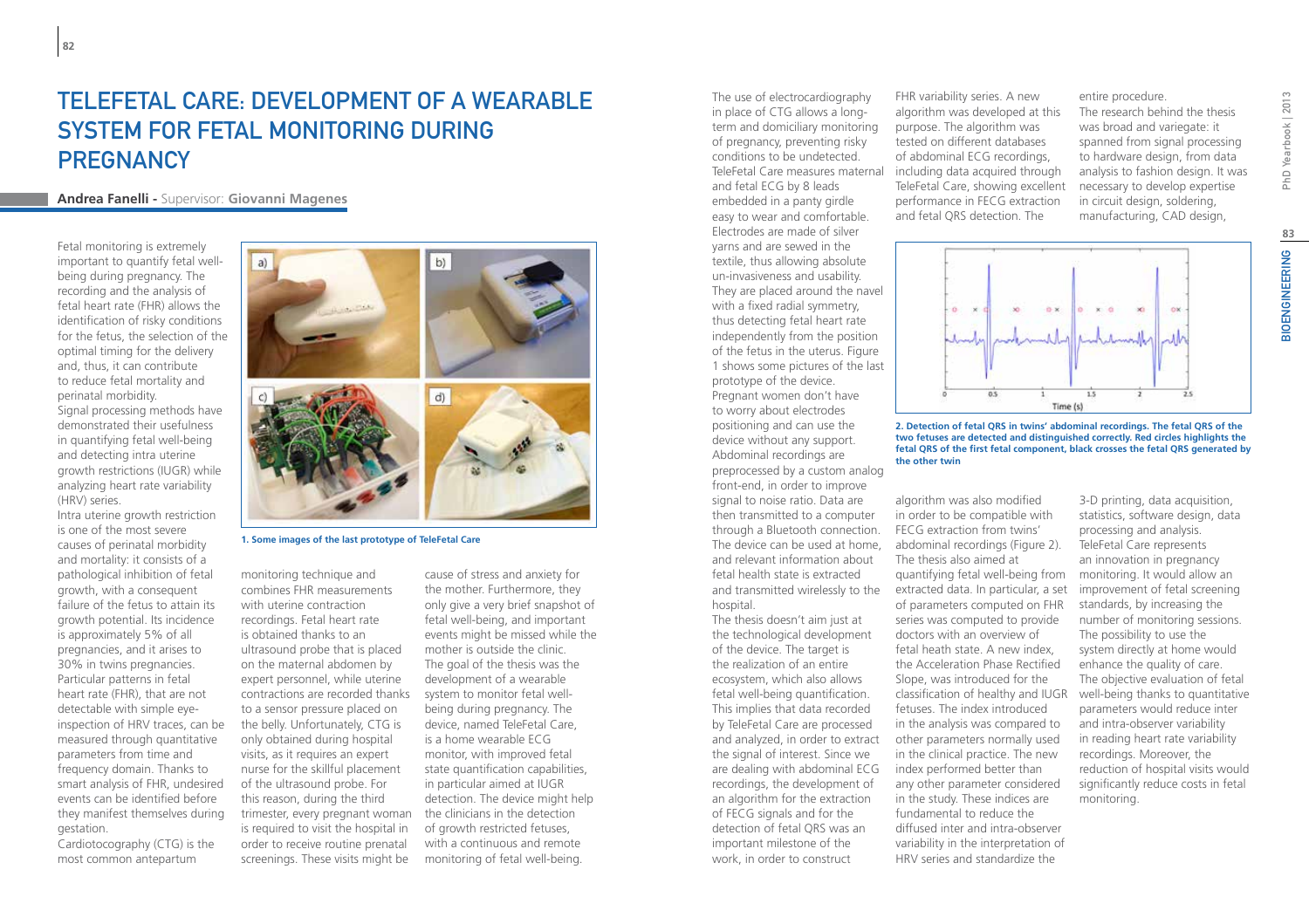# TeleFetal Care: Development of a Wearable System for Fetal Monitoring during Pregnancy

**Andrea Fanelli** - Supervisor: **Giovanni Magenes**

Fetal monitoring is extremely important to quantify fetal well-being during pregnancy. The recording and the analysis of fetal heart rate (FHR) allows the identification of risky conditions for the fetus, the selection of the optimal timing for the delivery and, thus, it can contribute to reduce fetal mortality and perinatal morbidity.

Signal processing methods have demonstrated their usefulness in quantifying fetal well-being and detecting intra uterine growth restrictions (IUGR) while analyzing heart rate variability (HRV) series.

Intra uterine growth restriction is one of the most severe causes of perinatal morbidity and mortality: it consists of a pathological inhibition of fetal growth, with a consequent failure of the fetus to attain its growth potential. Its incidence is approximately 5% of all pregnancies, and it arises to 30% in twins pregnancies. Particular patterns in fetal heart rate (FHR), that are not detectable with simple eye-inspection of HRV traces, can be measured through quantitative parameters from time and frequency domain. Thanks to smart analysis of FHR, undesired events can be identified before they manifest themselves during gestation.

Cardiotocography (CTG) is the most common antepartum monitoring technique and combines FHR measurements with uterine contraction recordings. Fetal heart rate is obtained thanks to an ultrasound probe that is placed on the maternal abdomen by expert personnel, while uterine contractions are recorded thanks to a sensor pressure placed on the belly. Unfortunately, CTG is only obtained during hospital visits, as it requires an expert nurse for the skillful placement of the ultrasound probe. For this reason, during the third trimester, every pregnant woman is required to visit the hospital in order to receive routine prenatal screenings. These visits might be cause of stress and anxiety for the mother. Furthermore, they only give a very brief snapshot of fetal well-being, and important events might be missed while the mother is outside the clinic.

The goal of the thesis was the development of a wearable system to monitor fetal well-being during pregnancy. The device, named TeleFetal Care, is a home wearable ECG monitor, with improved fetal state quantification capabilities, in particular aimed at IUGR detection. The device might help the clinicians in the detection of growth restricted fetuses, with a continuous and remote monitoring of fetal well-being.

1. Some images of the last prototype of TeleFetal Care

The use of electrocardiography in place of CTG allows a long-term and domiciliary monitoring of pregnancy, preventing risky conditions to be undetected. TeleFetal Care measures maternal and fetal ECG by 8 leads embedded in a panty girdle easy to wear and comfortable. Electrodes are made of silver yarns and are sewed in the textile, thus allowing absolute un-invasiveness and usability. They are placed around the navel with a fixed radial symmetry, thus detecting fetal heart rate independently from the position of the fetus in the uterus. Figure 1 shows some pictures of the last prototype of the device.

Pregnant women don't have to worry about electrodes positioning and can use the device without any support. Abdominal recordings are preprocessed by a custom analog front-end, in order to improve signal to noise ratio. Data are then transmitted to a computer through a Bluetooth connection. The device can be used at home, and relevant information about fetal health state is extracted and transmitted wirelessly to the hospital.

The thesis doesn't aim just at the technological development of the device. The target is the realization of an entire ecosystem, which also allows fetal well-being quantification. This implies that data recorded by TeleFetal Care are processed and analyzed, in order to extract the signal of interest. Since we are dealing with abdominal ECG recordings, the development of an algorithm for the extraction of FECG signals and for the detection of fetal QRS was an important milestone of the work, in order to construct FHR variability series. A new algorithm was developed at this purpose. The algorithm was tested on different databases of abdominal ECG recordings, including data acquired through TeleFetal Care, showing excellent performance in FECG extraction and fetal QRS detection. The algorithm was also modified in order to be compatible with FECG extraction from twins' abdominal recordings (Figure 2).

2. Detection of fetal QRS in twins' abdominal recordings. The fetal QRS of the two fetuses are detected and distinguished correctly. Red circles highlights the fetal QRS of the first fetal component, black crosses the fetal QRS generated by the other twin

The thesis also aimed at quantifying fetal well-being from extracted data. In particular, a set of parameters computed on FHR series was computed to provide doctors with an overview of fetal heath state. A new index, the Acceleration Phase Rectified Slope, was introduced for the classification of healthy and IUGR fetuses. The index introduced in the analysis was compared to other parameters normally used in the clinical practice. The new index performed better than any other parameter considered in the study. These indices are fundamental to reduce the diffused inter and intra-observer variability in the interpretation of HRV series and standardize the entire procedure.

The research behind the thesis was broad and variegate: it spanned from signal processing to hardware design, from data analysis to fashion design. It was necessary to develop expertise in circuit design, soldering, manufacturing, CAD design, 3-D printing, data acquisition, statistics, software design, data processing and analysis.

TeleFetal Care represents an innovation in pregnancy monitoring. It would allow an improvement of fetal screening standards, by increasing the number of monitoring sessions. The possibility to use the system directly at home would enhance the quality of care. The objective evaluation of fetal well-being thanks to quantitative parameters would reduce inter and intra-observer variability in reading heart rate variability recordings. Moreover, the reduction of hospital visits would significantly reduce costs in fetal monitoring.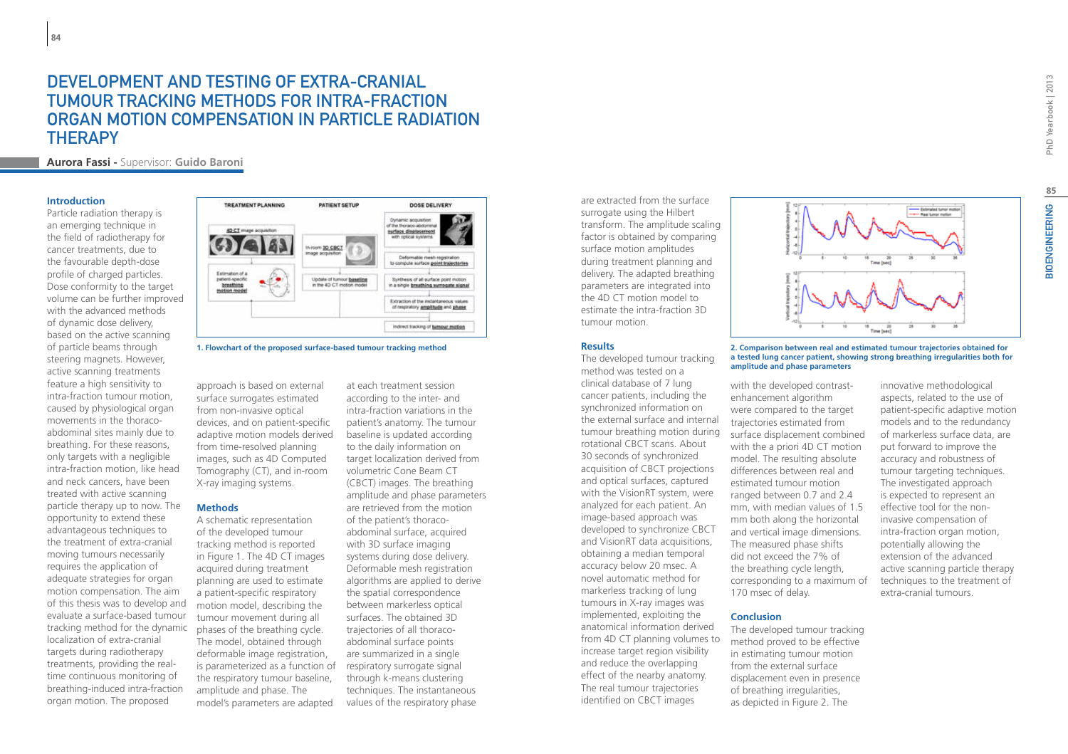# DEVELOPMENT AND TESTING OF EXTRA-CRANIAL TUMOUR TRACKING METHODS FOR INTRA-FRACTION ORGAN MOTION COMPENSATION IN PARTICLE RADIATION THERAPY

**Aurora Fassi -** Supervisor: **Guido Baroni**

### Introduction

Particle radiation therapy is an emerging technique in the field of radiotherapy for cancer treatments, due to the favourable depth-dose profile of charged particles. Dose conformity to the target volume can be further improved with the advanced methods of dynamic dose delivery, based on the active scanning of particle beams through steering magnets. However, active scanning treatments feature a high sensitivity to intra-fraction tumour motion, caused by physiological organ movements in the thoraco-abdominal sites mainly due to breathing. For these reasons, only targets with a negligible intra-fraction motion, like head and neck cancers, have been treated with active scanning particle therapy up to now. The opportunity to extend these advantageous techniques to the treatment of extra-cranial moving tumours necessarily requires the application of adequate strategies for organ motion compensation. The aim of this thesis was to develop and evaluate a surface-based tumour tracking method for the dynamic localization of extra-cranial targets during radiotherapy treatments, providing the real-time continuous monitoring of breathing-induced intra-fraction organ motion. The proposed approach is based on external surface surrogates estimated from non-invasive optical devices, and on patient-specific adaptive motion models derived from time-resolved planning images, such as 4D Computed Tomography (CT), and in-room X-ray imaging systems.

**1. Flowchart of the proposed surface-based tumour tracking method**

### Methods

A schematic representation of the developed tumour tracking method is reported in Figure 1. The 4D CT images acquired during treatment planning are used to estimate a patient-specific respiratory motion model, describing the tumour movement during all phases of the breathing cycle. The model, obtained through deformable image registration, is parameterized as a function of the respiratory tumour baseline, amplitude and phase. The model's parameters are adapted at each treatment session according to the inter- and intra-fraction variations in the patient's anatomy. The tumour baseline is updated according to the daily information on target localization derived from volumetric Cone Beam CT (CBCT) images. The breathing amplitude and phase parameters are retrieved from the motion of the patient's thoraco-abdominal surface, acquired with 3D surface imaging systems during dose delivery. Deformable mesh registration algorithms are applied to derive the spatial correspondence between markerless optical surfaces. The obtained 3D trajectories of all thoraco-abdominal surface points are summarized in a single respiratory surrogate signal through k-means clustering techniques. The instantaneous values of the respiratory phase are extracted from the surface surrogate using the Hilbert transform. The amplitude scaling factor is obtained by comparing surface motion amplitudes during treatment planning and delivery. The adapted breathing parameters are integrated into the 4D CT motion model to estimate the intra-fraction 3D tumour motion.

### Results

The developed tumour tracking method was tested on a clinical database of 7 lung cancer patients, including the synchronized information on the external surface and internal tumour breathing motion during rotational CBCT scans. About 30 seconds of synchronized acquisition of CBCT projections and optical surfaces, captured with the VisionRT system, were analyzed for each patient. An image-based approach was developed to synchronize CBCT and VisionRT data acquisitions, obtaining a median temporal accuracy below 20 msec. A novel automatic method for markerless tracking of lung tumours in X-ray images was implemented, exploiting the anatomical information derived from 4D CT planning volumes to increase target region visibility and reduce the overlapping effect of the nearby anatomy. The real tumour trajectories identified on CBCT images with the developed contrast-enhancement algorithm were compared to the target trajectories estimated from surface displacement combined with the a priori 4D CT motion model. The resulting absolute differences between real and estimated tumour motion ranged between 0.7 and 2.4 mm, with median values of 1.5 mm both along the horizontal and vertical image dimensions. The measured phase shifts did not exceed the 7% of the breathing cycle length, corresponding to a maximum of 170 msec of delay.

**2. Comparison between real and estimated tumour trajectories obtained for a tested lung cancer patient, showing strong breathing irregularities both for amplitude and phase parameters**

### Conclusion

The developed tumour tracking method proved to be effective in estimating tumour motion from the external surface displacement even in presence of breathing irregularities, as depicted in Figure 2. The innovative methodological aspects, related to the use of patient-specific adaptive motion models and to the redundancy of markerless surface data, are put forward to improve the accuracy and robustness of tumour targeting techniques. The investigated approach is expected to represent an effective tool for the non-invasive compensation of intra-fraction organ motion, potentially allowing the extension of the advanced active scanning particle therapy techniques to the treatment of extra-cranial tumours.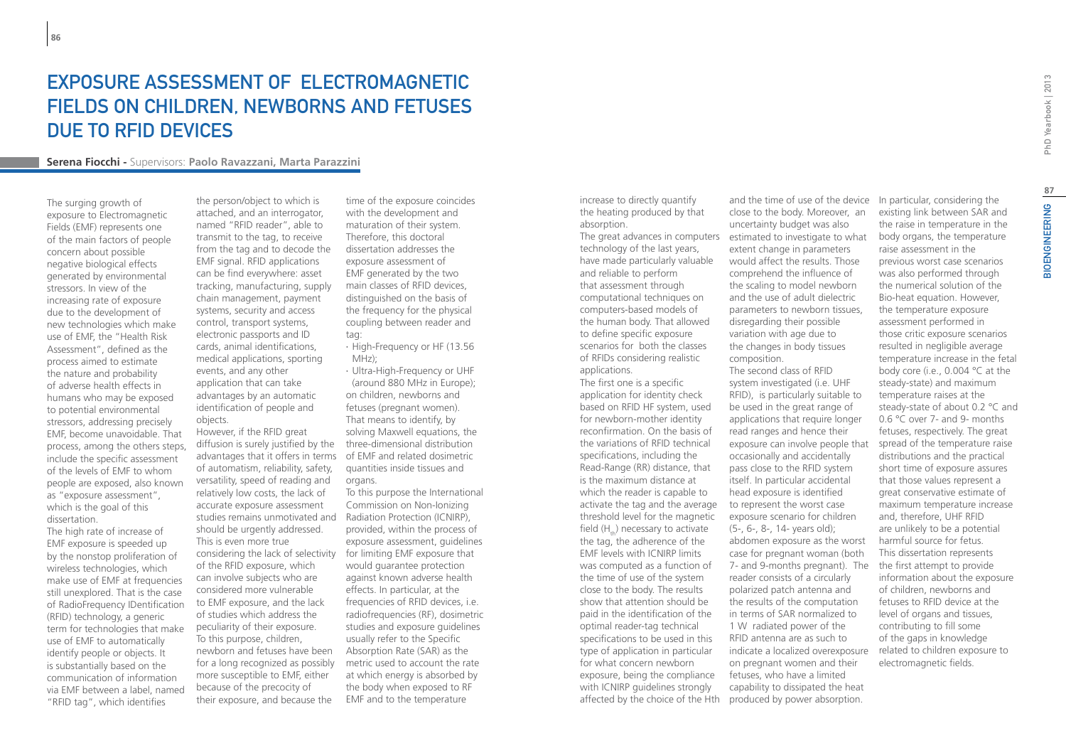# Exposure Assessment of Electromagnetic Fields on Children, Newborns and Fetuses due to RFID Devices

**Serena Fiocchi** - Supervisors: **Paolo Ravazzani, Marta Parazzini**

The surging growth of exposure to Electromagnetic Fields (EMF) represents one of the main factors of people concern about possible negative biological effects generated by environmental stressors. In view of the increasing rate of exposure due to the development of new technologies which make use of EMF, the "Health Risk Assessment", defined as the process aimed to estimate the nature and probability of adverse health effects in humans who may be exposed to potential environmental stressors, addressing precisely EMF, become unavoidable. That process, among the others steps, include the specific assessment of the levels of EMF to whom people are exposed, also known as "exposure assessment", which is the goal of this dissertation.

The high rate of increase of EMF exposure is speeded up by the nonstop proliferation of wireless technologies, which make use of EMF at frequencies still unexplored. That is the case of RadioFrequency IDentification (RFID) technology, a generic term for technologies that make use of EMF to automatically identify people or objects. It is substantially based on the communication of information via EMF between a label, named "RFID tag", which identifies the person/object to which is attached, and an interrogator, named "RFID reader", able to transmit to the tag, to receive from the tag and to decode the EMF signal. RFID applications can be find everywhere: asset tracking, manufacturing, supply chain management, payment systems, security and access control, transport systems, electronic passports and ID cards, animal identifications, medical applications, sporting events, and any other application that can take advantages by an automatic identification of people and objects.

However, if the RFID great diffusion is surely justified by the advantages that it offers in terms of automatism, reliability, safety, versatility, speed of reading and relatively low costs, the lack of accurate exposure assessment studies remains unmotivated and should be urgently addressed. This is even more true considering the lack of selectivity of the RFID exposure, which can involve subjects who are considered more vulnerable to EMF exposure, and the lack of studies which address the peculiarity of their exposure. To this purpose, children, newborn and fetuses have been for a long recognized as possibly more susceptible to EMF, either because of the precocity of their exposure, and because the time of the exposure coincides with the development and maturation of their system. Therefore, this doctoral dissertation addresses the exposure assessment of EMF generated by the two main classes of RFID devices, distinguished on the basis of the frequency for the physical coupling between reader and tag:

- High-Frequency or HF (13.56 MHz);
- Ultra-High-Frequency or UHF (around 880 MHz in Europe);

on children, newborns and fetuses (pregnant women). That means to identify, by solving Maxwell equations, the three-dimensional distribution of EMF and related dosimetric quantities inside tissues and organs.

To this purpose the International Commission on Non-Ionizing Radiation Protection (ICNIRP), provided, within the process of exposure assessment, guidelines for limiting EMF exposure that would guarantee protection against known adverse health effects. In particular, at the frequencies of RFID devices, i.e. radiofrequencies (RF), dosimetric studies and exposure guidelines usually refer to the Specific Absorption Rate (SAR) as the metric used to account the rate at which energy is absorbed by the body when exposed to RF EMF and to the temperature increase to directly quantify the heating produced by that absorption.

The great advances in computers technology of the last years, have made particularly valuable and reliable to perform that assessment through computational techniques on computers-based models of the human body. That allowed to define specific exposure scenarios for both the classes of RFIDs considering realistic applications.

The first one is a specific application for identity check based on RFID HF system, used for newborn-mother identity reconfirmation. On the basis of the variations of RFID technical specifications, including the Read-Range (RR) distance, that is the maximum distance at which the reader is capable to activate the tag and the average threshold level for the magnetic field ($H_{th}$) necessary to activate the tag, the adherence of the EMF levels with ICNIRP limits was computed as a function of the time of use of the system close to the body. The results show that attention should be paid in the identification of the optimal reader-tag technical specifications to be used in this type of application in particular for what concern newborn exposure, being the compliance with ICNIRP guidelines strongly affected by the choice of the Hth and the time of use of the device close to the body. Moreover, an uncertainty budget was also estimated to investigate to what extent change in parameters would affect the results. Those comprehend the influence of the scaling to model newborn and the use of adult dielectric parameters to newborn tissues, disregarding their possible variation with age due to the changes in body tissues composition.

The second class of RFID system investigated (i.e. UHF RFID), is particularly suitable to be used in the great range of applications that require longer read ranges and hence their exposure can involve people that occasionally and accidentally pass close to the RFID system itself. In particular accidental head exposure is identified to represent the worst case exposure scenario for children (5-, 6-, 8-, 14- years old); abdomen exposure as the worst case for pregnant woman (both 7- and 9-months pregnant). The reader consists of a circularly polarized patch antenna and the results of the computation in terms of SAR normalized to 1 W radiated power of the RFID antenna are as such to indicate a localized overexposure on pregnant women and their fetuses, who have a limited capability to dissipated the heat produced by power absorption.

In particular, considering the existing link between SAR and the raise in temperature in the body organs, the temperature raise assessment in the previous worst case scenarios was also performed through the numerical solution of the Bio-heat equation. However, the temperature exposure assessment performed in those critic exposure scenarios resulted in negligible average temperature increase in the fetal body core (i.e., 0.004 °C at the steady-state) and maximum temperature raises at the steady-state of about 0.2 °C and 0.6 °C over 7- and 9- months fetuses, respectively. The great spread of the temperature raise distributions and the practical short time of exposure assures that those values represent a great conservative estimate of maximum temperature increase and, therefore, UHF RFID are unlikely to be a potential harmful source for fetus.

This dissertation represents the first attempt to provide information about the exposure of children, newborns and fetuses to RFID device at the level of organs and tissues, contributing to fill some of the gaps in knowledge related to children exposure to electromagnetic fields.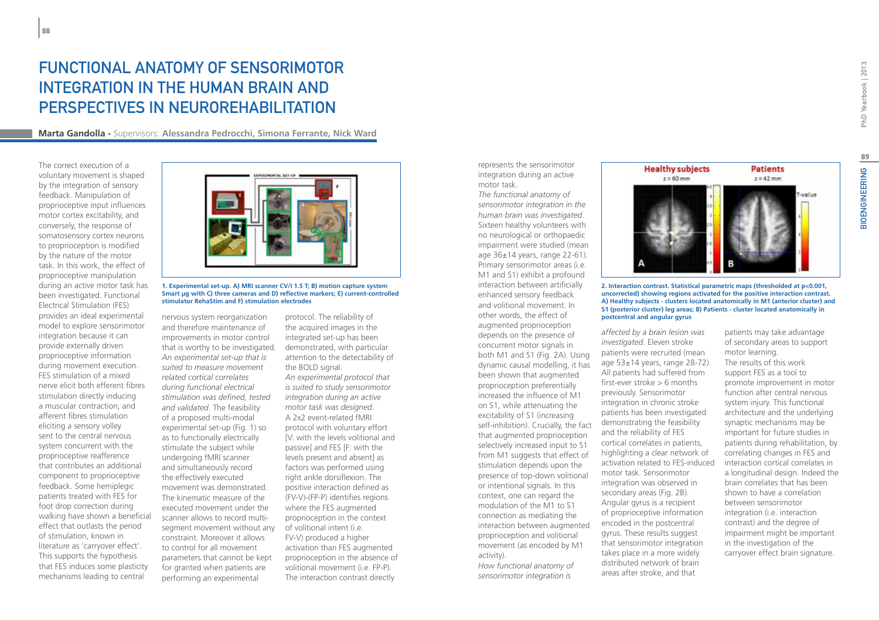# FUNCTIONAL ANATOMY OF SENSORIMOTOR INTEGRATION IN THE HUMAN BRAIN AND PERSPECTIVES IN NEUROREHABILITATION

**Marta Gandolla -** Supervisors: **Alessandra Pedrocchi, Simona Ferrante, Nick Ward**

The correct execution of a voluntary movement is shaped by the integration of sensory feedback. Manipulation of proprioceptive input influences motor cortex excitability, and conversely, the response of somatosensory cortex neurons to proprioception is modified by the nature of the motor task. In this work, the effect of proprioceptive manipulation during an active motor task has been investigated. Functional Electrical Stimulation (FES) provides an ideal experimental model to explore sensorimotor integration because it can provide externally driven proprioceptive information during movement execution. FES stimulation of a mixed nerve elicit both efferent fibres stimulation directly inducing a muscular contraction, and afferent fibres stimulation eliciting a sensory volley sent to the central nervous system concurrent with the proprioceptive reafference that contributes an additional component to proprioceptive feedback. Some hemiplegic patients treated with FES for foot drop correction during walking have shown a beneficial effect that outlasts the period of stimulation, known in literature as 'carryover effect'. This supports the hypothesis that FES induces some plasticity mechanisms leading to central nervous system reorganization and therefore maintenance of improvements in motor control that is worthy to be investigated.

**1. Experimental set-up. A) MRI scanner CV/I 1.5 T; B) motion capture system Smart µg with C) three cameras and D) reflective markers; E) current-controlled stimulator RehaStim and F) stimulation electrodes**

*An experimental set-up that is suited to measure movement related cortical correlates during functional electrical stimulation was defined, tested and validated.* The feasibility of a proposed multi-modal experimental set-up (Fig. 1) so as to functionally electrically stimulate the subject while undergoing fMRI scanner and simultaneously record the effectively executed movement was demonstrated. The kinematic measure of the executed movement under the scanner allows to record multi-segment movement without any constraint. Moreover it allows to control for all movement parameters that cannot be kept for granted when patients are performing an experimental protocol. The reliability of the acquired images in the integrated set-up has been demonstrated, with particular attention to the detectability of the BOLD signal.

*An experimental protocol that is suited to study sensorimotor integration during an active motor task was designed.* A 2x2 event-related fMRI protocol with voluntary effort [V: with the levels volitional and passive] and FES [F: with the levels present and absent] as factors was performed using right ankle dorsiflexion. The positive interaction defined as (FV-V)-(FP-P) identifies regions where the FES augmented proprioception in the context of volitional intent (i.e. FV-V) produced a higher activation than FES augmented proprioception in the absence of volitional movement (i.e. FP-P). The interaction contrast directly represents the sensorimotor integration during an active motor task.

*The functional anatomy of sensorimotor integration in the human brain was investigated.* Sixteen healthy volunteers with no neurological or orthopaedic impairment were studied (mean age 36±14 years, range 22-61). Primary sensorimotor areas (i.e. M1 and S1) exhibit a profound interaction between artificially enhanced sensory feedback and volitional movement. In other words, the effect of augmented proprioception depends on the presence of concurrent motor signals in both M1 and S1 (Fig. 2A). Using dynamic causal modelling, it has been shown that augmented proprioception preferentially increased the influence of M1 on S1, while attenuating the excitability of S1 (increasing self-inhibition). Crucially, the fact that augmented proprioception selectively increased input to S1 from M1 suggests that effect of stimulation depends upon the presence of top-down volitional or intentional signals. In this context, one can regard the modulation of the M1 to S1 connection as mediating the interaction between augmented proprioception and volitional movement (as encoded by M1 activity).

**2. Interaction contrast. Statistical parametric maps (thresholded at p<0.001, uncorrected) showing regions activated for the positive interaction contrast. A) Healthy subjects - clusters located anatomically in M1 (anterior cluster) and S1 (posterior cluster) leg areas; B) Patients - cluster located anatomically in postcentral and angular gyrus**

*How functional anatomy of sensorimotor integration is affected by a brain lesion was investigated.* Eleven stroke patients were recruited (mean age 53±14 years, range 28-72). All patients had suffered from first-ever stroke > 6 months previously. Sensorimotor integration in chronic stroke patients has been investigated demonstrating the feasibility and the reliability of FES cortical correlates in patients, highlighting a clear network of activation related to FES-induced motor task. Sensorimotor integration was observed in secondary areas (Fig. 2B). Angular gyrus is a recipient of proprioceptive information encoded in the postcentral gyrus. These results suggest that sensorimotor integration takes place in a more widely distributed network of brain areas after stroke, and that patients may take advantage of secondary areas to support motor learning.

The results of this work support FES as a tool to promote improvement in motor function after central nervous system injury. This functional architecture and the underlying synaptic mechanisms may be important for future studies in patients during rehabilitation, by correlating changes in FES and interaction cortical correlates in a longitudinal design. Indeed the brain correlates that has been shown to have a correlation between sensorimotor integration (i.e. interaction contrast) and the degree of impairment might be important in the investigation of the carryover effect brain signature.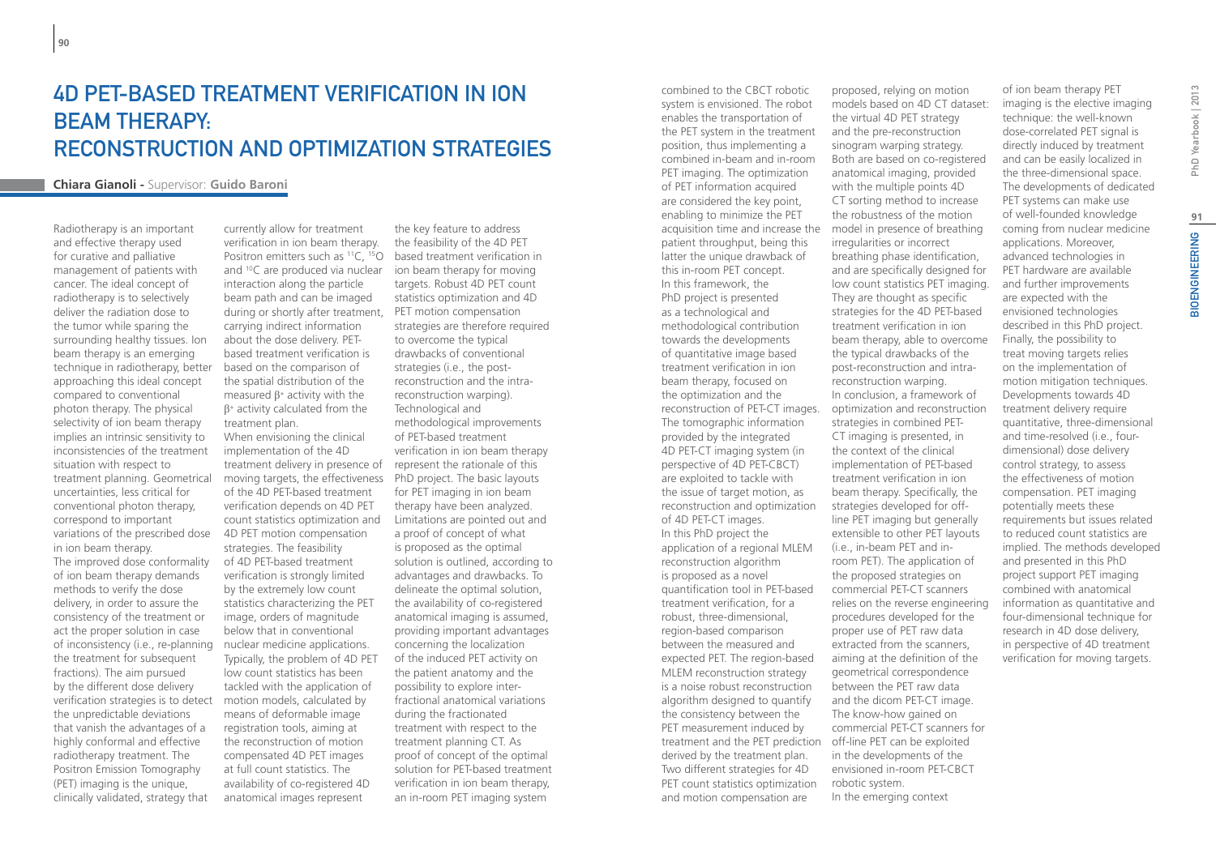# 4D PET-BASED TREATMENT VERIFICATION IN ION BEAM THERAPY: RECONSTRUCTION AND OPTIMIZATION STRATEGIES

**Chiara Gianoli -** Supervisor: **Guido Baroni**

Radiotherapy is an important and effective therapy used for curative and palliative management of patients with cancer. The ideal concept of radiotherapy is to selectively deliver the radiation dose to the tumor while sparing the surrounding healthy tissues. Ion beam therapy is an emerging technique in radiotherapy, better approaching this ideal concept compared to conventional photon therapy. The physical selectivity of ion beam therapy implies an intrinsic sensitivity to inconsistencies of the treatment situation with respect to treatment planning. Geometrical uncertainties, less critical for conventional photon therapy, correspond to important variations of the prescribed dose in ion beam therapy.
The improved dose conformality of ion beam therapy demands methods to verify the dose delivery, in order to assure the consistency of the treatment or act the proper solution in case of inconsistency (i.e., re-planning the treatment for subsequent fractions). The aim pursued by the different dose delivery verification strategies is to detect the unpredictable deviations that vanish the advantages of a highly conformal and effective radiotherapy treatment. The Positron Emission Tomography (PET) imaging is the unique, clinically validated, strategy that currently allow for treatment verification in ion beam therapy. Positron emitters such as $^{11}C$, $^{15}O$ and $^{10}C$ are produced via nuclear interaction along the particle beam path and can be imaged during or shortly after treatment, carrying indirect information about the dose delivery. PET-based treatment verification is based on the comparison of the spatial distribution of the measured $\beta^{+}$ activity with the $\beta^{+}$ activity calculated from the treatment plan.
When envisioning the clinical implementation of the 4D treatment delivery in presence of moving targets, the effectiveness of the 4D PET-based treatment verification depends on 4D PET count statistics optimization and 4D PET motion compensation strategies. The feasibility of 4D PET-based treatment verification is strongly limited by the extremely low count statistics characterizing the PET image, orders of magnitude below that in conventional nuclear medicine applications. Typically, the problem of 4D PET low count statistics has been tackled with the application of motion models, calculated by means of deformable image registration tools, aiming at the reconstruction of motion compensated 4D PET images at full count statistics. The availability of co-registered 4D anatomical images represent the key feature to address the feasibility of the 4D PET based treatment verification in ion beam therapy for moving targets. Robust 4D PET count statistics optimization and 4D PET motion compensation strategies are therefore required to overcome the typical drawbacks of conventional strategies (i.e., the post-reconstruction and the intra-reconstruction warping).
Technological and methodological improvements of PET-based treatment verification in ion beam therapy represent the rationale of this PhD project. The basic layouts for PET imaging in ion beam therapy have been analyzed. Limitations are pointed out and a proof of concept of what is proposed as the optimal solution is outlined, according to advantages and drawbacks. To delineate the optimal solution, the availability of co-registered anatomical imaging is assumed, providing important advantages concerning the localization of the induced PET activity on the patient anatomy and the possibility to explore inter-fractional anatomical variations during the fractionated treatment with respect to the treatment planning CT. As proof of concept of the optimal solution for PET-based treatment verification in ion beam therapy, an in-room PET imaging system combined to the CBCT robotic system is envisioned. The robot enables the transportation of the PET system in the treatment position, thus implementing a combined in-beam and in-room PET imaging. The optimization of PET information acquired are considered the key point, enabling to minimize the PET acquisition time and increase the patient throughput, being this latter the unique drawback of this in-room PET concept.
In this framework, the PhD project is presented as a technological and methodological contribution towards the developments of quantitative image based treatment verification in ion beam therapy, focused on the optimization and the reconstruction of PET-CT images. The tomographic information provided by the integrated 4D PET-CT imaging system (in perspective of 4D PET-CBCT) are exploited to tackle with the issue of target motion, as reconstruction and optimization of 4D PET-CT images.
In this PhD project the application of a regional MLEM reconstruction algorithm is proposed as a novel quantification tool in PET-based treatment verification, for a robust, three-dimensional, region-based comparison between the measured and expected PET. The region-based MLEM reconstruction strategy is a noise robust reconstruction algorithm designed to quantify the consistency between the PET measurement induced by treatment and the PET prediction derived by the treatment plan. Two different strategies for 4D PET count statistics optimization and motion compensation are proposed, relying on motion models based on 4D CT dataset: the virtual 4D PET strategy and the pre-reconstruction sinogram warping strategy. Both are based on co-registered anatomical imaging, provided with the multiple points 4D CT sorting method to increase the robustness of the motion model in presence of breathing irregularities or incorrect breathing phase identification, and are specifically designed for low count statistics PET imaging. They are thought as specific strategies for the 4D PET-based treatment verification in ion beam therapy, able to overcome the typical drawbacks of the post-reconstruction and intra-reconstruction warping.
In conclusion, a framework of optimization and reconstruction strategies in combined PET-CT imaging is presented, in the context of the clinical implementation of PET-based treatment verification in ion beam therapy. Specifically, the strategies developed for off-line PET imaging but generally extensible to other PET layouts (i.e., in-beam PET and in-room PET). The application of the proposed strategies on commercial PET-CT scanners relies on the reverse engineering procedures developed for the proper use of PET raw data extracted from the scanners, aiming at the definition of the geometrical correspondence between the PET raw data and the dicom PET-CT image. The know-how gained on commercial PET-CT scanners for off-line PET can be exploited in the developments of the envisioned in-room PET-CBCT robotic system.
In the emerging context of ion beam therapy PET imaging is the elective imaging technique: the well-known dose-correlated PET signal is directly induced by treatment and can be easily localized in the three-dimensional space. The developments of dedicated PET systems can make use of well-founded knowledge coming from nuclear medicine applications. Moreover, advanced technologies in PET hardware are available and further improvements are expected with the envisioned technologies described in this PhD project. Finally, the possibility to treat moving targets relies on the implementation of motion mitigation techniques. Developments towards 4D treatment delivery require quantitative, three-dimensional and time-resolved (i.e., four-dimensional) dose delivery control strategy, to assess the effectiveness of motion compensation. PET imaging potentially meets these requirements but issues related to reduced count statistics are implied. The methods developed and presented in this PhD project support PET imaging combined with anatomical information as quantitative and four-dimensional technique for research in 4D dose delivery, in perspective of 4D treatment verification for moving targets.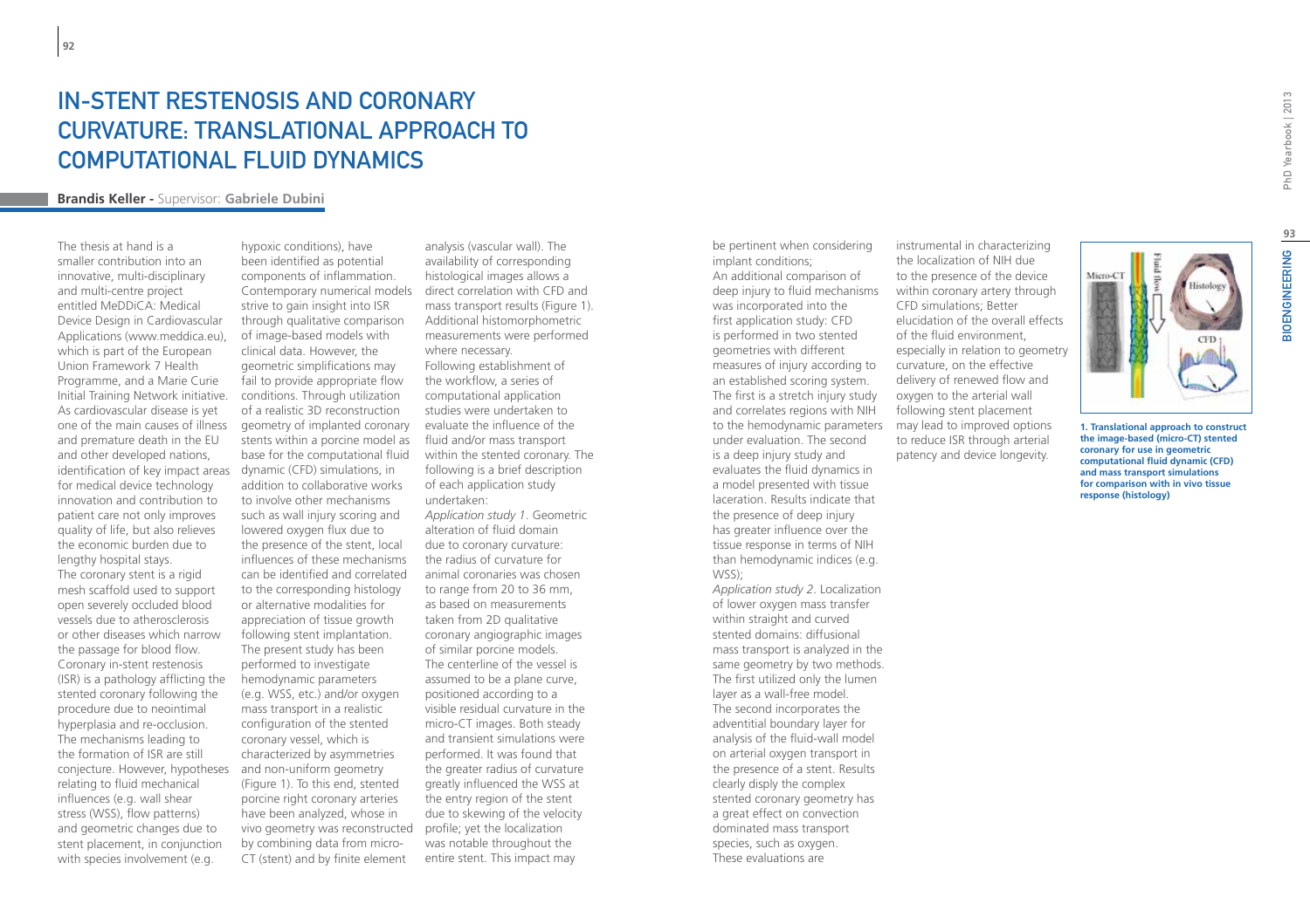# IN-STENT RESTENOSIS AND CORONARY CURVATURE: TRANSLATIONAL APPROACH TO COMPUTATIONAL FLUID DYNAMICS

**Brandis Keller -** Supervisor: **Gabriele Dubini**

The thesis at hand is a smaller contribution into an innovative, multi-disciplinary and multi-centre project entitled MeDDiCA: Medical Device Design in Cardiovascular Applications (www.meddica.eu), which is part of the European Union Framework 7 Health Programme, and a Marie Curie Initial Training Network initiative. As cardiovascular disease is yet one of the main causes of illness and premature death in the EU and other developed nations, identification of key impact areas for medical device technology innovation and contribution to patient care not only improves quality of life, but also relieves the economic burden due to lengthy hospital stays.

The coronary stent is a rigid mesh scaffold used to support open severely occluded blood vessels due to atherosclerosis or other diseases which narrow the passage for blood flow. Coronary in-stent restenosis (ISR) is a pathology afflicting the stented coronary following the procedure due to neointimal hyperplasia and re-occlusion. The mechanisms leading to the formation of ISR are still conjecture. However, hypotheses relating to fluid mechanical influences (e.g. wall shear stress (WSS), flow patterns) and geometric changes due to stent placement, in conjunction with species involvement (e.g. hypoxic conditions), have been identified as potential components of inflammation. Contemporary numerical models strive to gain insight into ISR through qualitative comparison of image-based models with clinical data. However, the geometric simplifications may fail to provide appropriate flow conditions. Through utilization of a realistic 3D reconstruction geometry of implanted coronary stents within a porcine model as base for the computational fluid dynamic (CFD) simulations, in addition to collaborative works to involve other mechanisms such as wall injury scoring and lowered oxygen flux due to the presence of the stent, local influences of these mechanisms can be identified and correlated to the corresponding histology or alternative modalities for appreciation of tissue growth following stent implantation. The present study has been performed to investigate hemodynamic parameters (e.g. WSS, etc.) and/or oxygen mass transport in a realistic configuration of the stented coronary vessel, which is characterized by asymmetries and non-uniform geometry (Figure 1). To this end, stented porcine right coronary arteries have been analyzed, whose in vivo geometry was reconstructed by combining data from micro-CT (stent) and by finite element analysis (vascular wall). The availability of corresponding histological images allows a direct correlation with CFD and mass transport results (Figure 1). Additional histomorphometric measurements were performed where necessary.

Following establishment of the workflow, a series of computational application studies were undertaken to evaluate the influence of the fluid and/or mass transport within the stented coronary. The following is a brief description of each application study undertaken:

*Application study 1*. Geometric alteration of fluid domain due to coronary curvature: the radius of curvature for animal coronaries was chosen to range from 20 to 36 mm, as based on measurements taken from 2D qualitative coronary angiographic images of similar porcine models. The centerline of the vessel is assumed to be a plane curve, positioned according to a visible residual curvature in the micro-CT images. Both steady and transient simulations were performed. It was found that the greater radius of curvature greatly influenced the WSS at the entry region of the stent due to skewing of the velocity profile; yet the localization was notable throughout the entire stent. This impact may be pertinent when considering implant conditions;

An additional comparison of deep injury to fluid mechanisms was incorporated into the first application study: CFD is performed in two stented geometries with different measures of injury according to an established scoring system. The first is a stretch injury study and correlates regions with NIH to the hemodynamic parameters under evaluation. The second is a deep injury study and evaluates the fluid dynamics in a model presented with tissue laceration. Results indicate that the presence of deep injury has greater influence over the tissue response in terms of NIH than hemodynamic indices (e.g. WSS);

*Application study 2*. Localization of lower oxygen mass transfer within straight and curved stented domains: diffusional mass transport is analyzed in the same geometry by two methods. The first utilized only the lumen layer as a wall-free model. The second incorporates the adventitial boundary layer for analysis of the fluid-wall model on arterial oxygen transport in the presence of a stent. Results clearly disply the complex stented coronary geometry has a great effect on convection dominated mass transport species, such as oxygen. These evaluations are instrumental in characterizing the localization of NIH due to the presence of the device within coronary artery through CFD simulations; Better elucidation of the overall effects of the fluid environment, especially in relation to geometry curvature, on the effective delivery of renewed flow and oxygen to the arterial wall following stent placement may lead to improved options to reduce ISR through arterial patency and device longevity.

**1. Translational approach to construct the image-based (micro-CT) stented coronary for use in geometric computational fluid dynamic (CFD) and mass transport simulations for comparison with in vivo tissue response (histology)**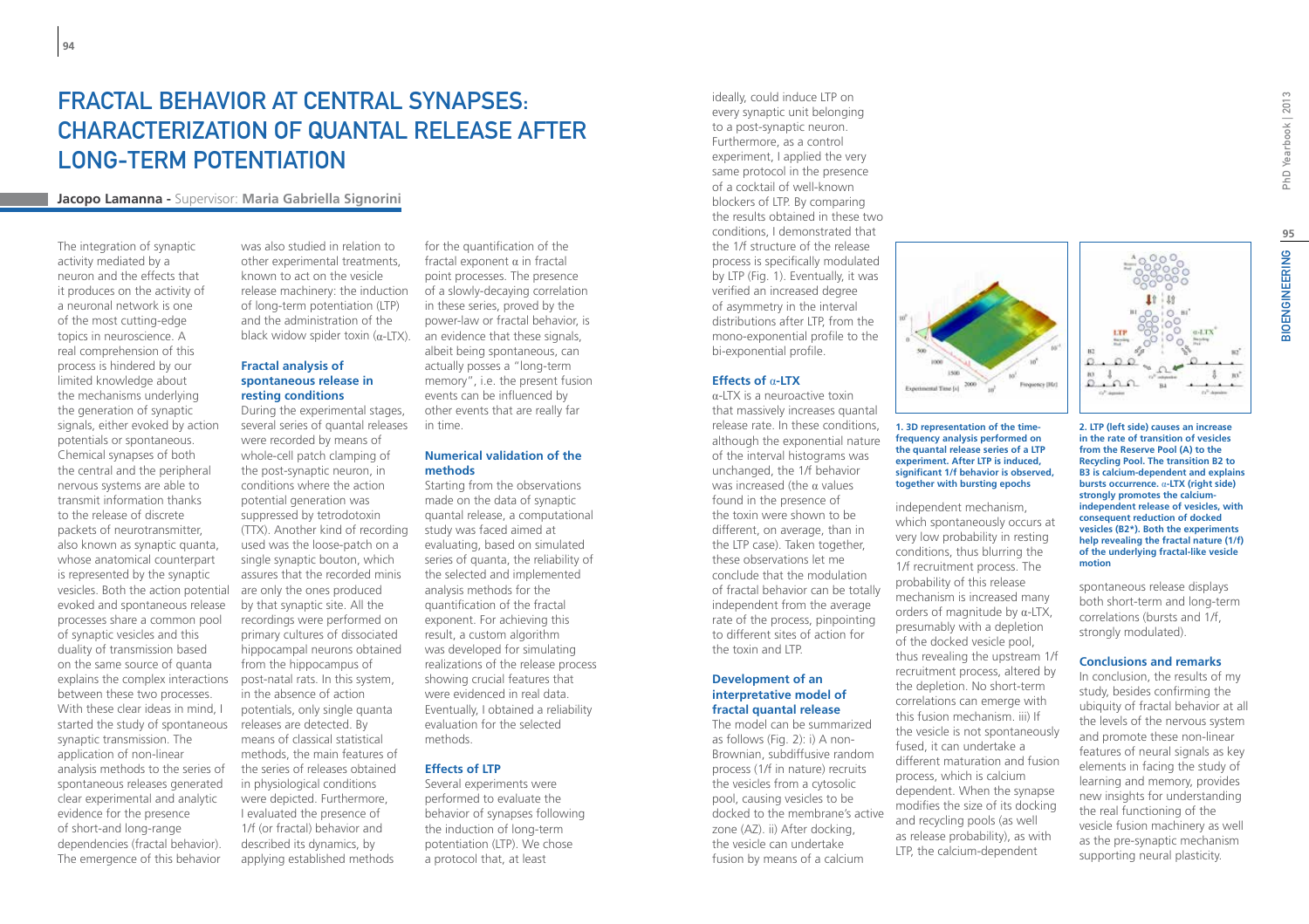# Fractal Behavior at Central Synapses: Characterization of Quantal Release after Long-Term Potentiation

**Jacopo Lamanna** - Supervisor: **Maria Gabriella Signorini**

The integration of synaptic activity mediated by a neuron and the effects that it produces on the activity of a neuronal network is one of the most cutting-edge topics in neuroscience. A real comprehension of this process is hindered by our limited knowledge about the mechanisms underlying the generation of synaptic signals, either evoked by action potentials or spontaneous. Chemical synapses of both the central and the peripheral nervous systems are able to transmit information thanks to the release of discrete packets of neurotransmitter, also known as synaptic quanta, whose anatomical counterpart is represented by the synaptic vesicles. Both the action potential evoked and spontaneous release processes share a common pool of synaptic vesicles and this duality of transmission based on the same source of quanta explains the complex interactions between these two processes. With these clear ideas in mind, I started the study of spontaneous synaptic transmission. The application of non-linear analysis methods to the series of spontaneous releases generated clear experimental and analytic evidence for the presence of short-and long-range dependencies (fractal behavior). The emergence of this behavior was also studied in relation to other experimental treatments, known to act on the vesicle release machinery: the induction of long-term potentiation (LTP) and the administration of the black widow spider toxin ($\alpha$-LTX).

### Fractal analysis of spontaneous release in resting conditions

During the experimental stages, several series of quantal releases were recorded by means of whole-cell patch clamping of the post-synaptic neuron, in conditions where the action potential generation was suppressed by tetrodotoxin (TTX). Another kind of recording used was the loose-patch on a single synaptic bouton, which assures that the recorded minis are only the ones produced by that synaptic site. All the recordings were performed on primary cultures of dissociated hippocampal neurons obtained from the hippocampus of post-natal rats. In this system, in the absence of action potentials, only single quanta releases are detected. By means of classical statistical methods, the main features of the series of releases obtained in physiological conditions were depicted. Furthermore, I evaluated the presence of 1/f (or fractal) behavior and described its dynamics, by applying established methods for the quantification of the fractal exponent $\alpha$ in fractal point processes. The presence of a slowly-decaying correlation in these series, proved by the power-law or fractal behavior, is an evidence that these signals, albeit being spontaneous, can actually posses a "long-term memory", i.e. the present fusion events can be influenced by other events that are really far in time.

### Numerical validation of the methods

Starting from the observations made on the data of synaptic quantal release, a computational study was faced aimed at evaluating, based on simulated series of quanta, the reliability of the selected and implemented analysis methods for the quantification of the fractal exponent. For achieving this result, a custom algorithm was developed for simulating realizations of the release process showing crucial features that were evidenced in real data. Eventually, I obtained a reliability evaluation for the selected methods.

### Effects of LTP

Several experiments were performed to evaluate the behavior of synapses following the induction of long-term potentiation (LTP). We chose a protocol that, at least ideally, could induce LTP on every synaptic unit belonging to a post-synaptic neuron. Furthermore, as a control experiment, I applied the very same protocol in the presence of a cocktail of well-known blockers of LTP. By comparing the results obtained in these two conditions, I demonstrated that the 1/f structure of the release process is specifically modulated by LTP (Fig. 1). Eventually, it was verified an increased degree of asymmetry in the interval distributions after LTP, from the mono-exponential profile to the bi-exponential profile.

### Effects of $\alpha$-LTX

$\alpha$-LTX is a neuroactive toxin that massively increases quantal release rate. In these conditions, although the exponential nature of the interval histograms was unchanged, the 1/f behavior was increased (the $\alpha$ values found in the presence of the toxin were shown to be different, on average, than in the LTP case). Taken together, these observations let me conclude that the modulation of fractal behavior can be totally independent from the average rate of the process, pinpointing to different sites of action for the toxin and LTP.

### Development of an interpretative model of fractal quantal release

The model can be summarized as follows (Fig. 2): i) A non-Brownian, subdiffusive random process (1/f in nature) recruits the vesicles from a cytosolic pool, causing vesicles to be docked to the membrane's active zone (AZ). ii) After docking, the vesicle can undertake fusion by means of a calcium independent mechanism, which spontaneously occurs at very low probability in resting conditions, thus blurring the 1/f recruitment process. The probability of this release mechanism is increased many orders of magnitude by $\alpha$-LTX, presumably with a depletion of the docked vesicle pool, thus revealing the upstream 1/f recruitment process, altered by the depletion. No short-term correlations can emerge with this fusion mechanism. iii) If the vesicle is not spontaneously fused, it can undertake a different maturation and fusion process, which is calcium dependent. When the synapse modifies the size of its docking and recycling pools (as well as release probability), as with LTP, the calcium-dependent spontaneous release displays both short-term and long-term correlations (bursts and 1/f, strongly modulated).

**1. 3D representation of the time-frequency analysis performed on the quantal release series of a LTP experiment. After LTP is induced, significant 1/f behavior is observed, together with bursting epochs**

**2. LTP (left side) causes an increase in the rate of transition of vesicles from the Reserve Pool (A) to the Recycling Pool. The transition B2 to B3 is calcium-dependent and explains bursts occurrence. $\alpha$-LTX (right side) strongly promotes the calcium-independent release of vesicles, with consequent reduction of docked vesicles (B2\*). Both the experiments help revealing the fractal nature (1/f) of the underlying fractal-like vesicle motion**

### Conclusions and remarks

In conclusion, the results of my study, besides confirming the ubiquity of fractal behavior at all the levels of the nervous system and promote these non-linear features of neural signals as key elements in facing the study of learning and memory, provides new insights for understanding the real functioning of the vesicle fusion machinery as well as the pre-synaptic mechanism supporting neural plasticity.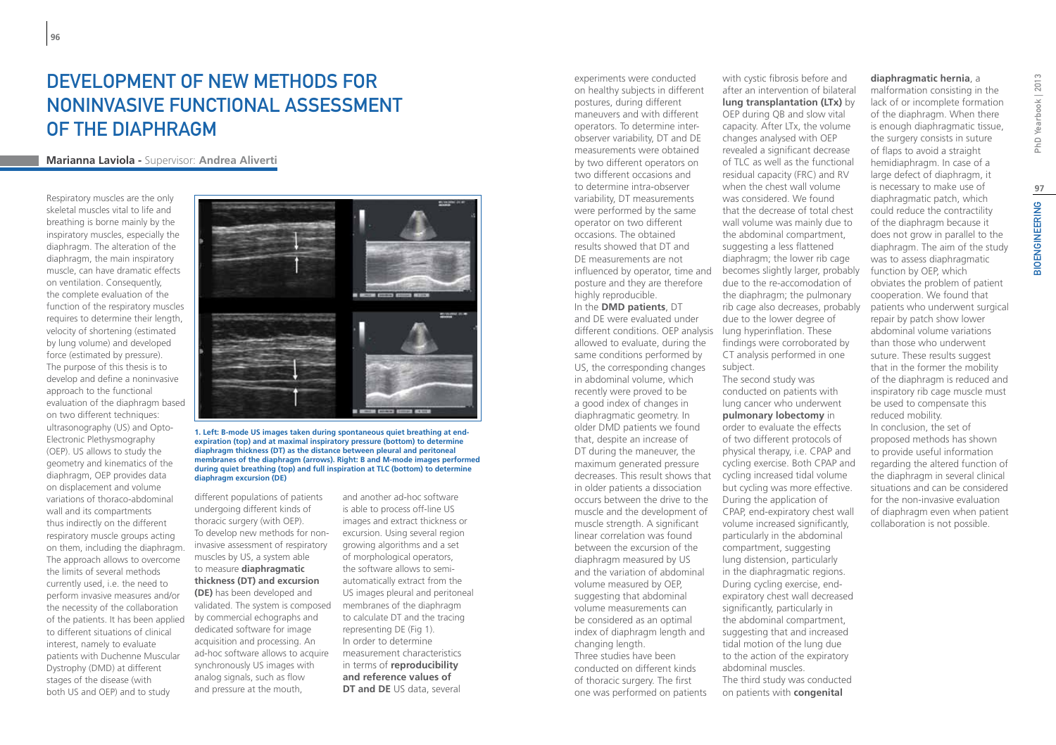# Development of New Methods for Noninvasive Functional Assessment of the Diaphragm

**Marianna Laviola** - Supervisor: **Andrea Aliverti**

Respiratory muscles are the only skeletal muscles vital to life and breathing is borne mainly by the inspiratory muscles, especially the diaphragm. The alteration of the diaphragm, the main inspiratory muscle, can have dramatic effects on ventilation. Consequently, the complete evaluation of the function of the respiratory muscles requires to determine their length, velocity of shortening (estimated by lung volume) and developed force (estimated by pressure). The purpose of this thesis is to develop and define a noninvasive approach to the functional evaluation of the diaphragm based on two different techniques: ultrasonography (US) and Opto-Electronic Plethysmography (OEP). US allows to study the geometry and kinematics of the diaphragm, OEP provides data on displacement and volume variations of thoraco-abdominal wall and its compartments thus indirectly on the different respiratory muscle groups acting on them, including the diaphragm. The approach allows to overcome the limits of several methods currently used, i.e. the need to perform invasive measures and/or the necessity of the collaboration of the patients. It has been applied to different situations of clinical interest, namely to evaluate patients with Duchenne Muscular Dystrophy (DMD) at different stages of the disease (with both US and OEP) and to study different populations of patients undergoing different kinds of thoracic surgery (with OEP).

**1. Left: B-mode US images taken during spontaneous quiet breathing at end-expiration (top) and at maximal inspiratory pressure (bottom) to determine diaphragm thickness (DT) as the distance between pleural and peritoneal membranes of the diaphragm (arrows). Right: B and M-mode images performed during quiet breathing (top) and full inspiration at TLC (bottom) to determine diaphragm excursion (DE)**

To develop new methods for non-invasive assessment of respiratory muscles by US, a system able to measure **diaphragmatic thickness (DT) and excursion (DE)** has been developed and validated. The system is composed by commercial echographs and dedicated software for image acquisition and processing. An ad-hoc software allows to acquire synchronously US images with analog signals, such as flow and pressure at the mouth, and another ad-hoc software is able to process off-line US images and extract thickness or excursion. Using several region growing algorithms and a set of morphological operators, the software allows to semi-automatically extract from the US images pleural and peritoneal membranes of the diaphragm to calculate DT and the tracing representing DE (Fig 1).

In order to determine measurement characteristics in terms of **reproducibility and reference values of DT and DE** US data, several experiments were conducted on healthy subjects in different postures, during different maneuvers and with different operators. To determine inter-observer variability, DT and DE measurements were obtained by two different operators on two different occasions and to determine intra-observer variability, DT measurements were performed by the same operator on two different occasions. The obtained results showed that DT and DE measurements are not influenced by operator, time and posture and they are therefore highly reproducible.

In the **DMD patients**, DT and DE were evaluated under different conditions. OEP analysis allowed to evaluate, during the same conditions performed by US, the corresponding changes in abdominal volume, which recently were proved to be a good index of changes in diaphragmatic geometry. In older DMD patients we found that, despite an increase of DT during the maneuver, the maximum generated pressure decreases. This result shows that in older patients a dissociation occurs between the drive to the muscle and the development of muscle strength. A significant linear correlation was found between the excursion of the diaphragm measured by US and the variation of abdominal volume measured by OEP, suggesting that abdominal volume measurements can be considered as an optimal index of diaphragm length and changing length.

Three studies have been conducted on different kinds of thoracic surgery. The first one was performed on patients with cystic fibrosis before and after an intervention of bilateral **lung transplantation (LTx)** by OEP during QB and slow vital capacity. After LTx, the volume changes analysed with OEP revealed a significant decrease of TLC as well as the functional residual capacity (FRC) and RV when the chest wall volume was considered. We found that the decrease of total chest wall volume was mainly due to the abdominal compartment, suggesting a less flattened diaphragm; the lower rib cage becomes slightly larger, probably due to the re-accomodation of the diaphragm; the pulmonary rib cage also decreases, probably due to the lower degree of lung hyperinflation. These findings were corroborated by CT analysis performed in one subject.

The second study was conducted on patients with lung cancer who underwent **pulmonary lobectomy** in order to evaluate the effects of two different protocols of physical therapy, i.e. CPAP and cycling exercise. Both CPAP and cycling increased tidal volume but cycling was more effective. During the application of CPAP, end-expiratory chest wall volume increased significantly, particularly in the abdominal compartment, suggesting lung distension, particularly in the diaphragmatic regions. During cycling exercise, end-expiratory chest wall decreased significantly, particularly in the abdominal compartment, suggesting that and increased tidal motion of the lung due to the action of the expiratory abdominal muscles.

The third study was conducted on patients with **congenital diaphragmatic hernia**, a malformation consisting in the lack of or incomplete formation of the diaphragm. When there is enough diaphragmatic tissue, the surgery consists in suture of flaps to avoid a straight hemidiaphragm. In case of a large defect of diaphragm, it is necessary to make use of diaphragmatic patch, which could reduce the contractility of the diaphragm because it does not grow in parallel to the diaphragm. The aim of the study was to assess diaphragmatic function by OEP, which obviates the problem of patient cooperation. We found that patients who underwent surgical repair by patch show lower abdominal volume variations than those who underwent suture. These results suggest that in the former the mobility of the diaphragm is reduced and inspiratory rib cage muscle must be used to compensate this reduced mobility.

In conclusion, the set of proposed methods has shown to provide useful information regarding the altered function of the diaphragm in several clinical situations and can be considered for the non-invasive evaluation of diaphragm even when patient collaboration is not possible.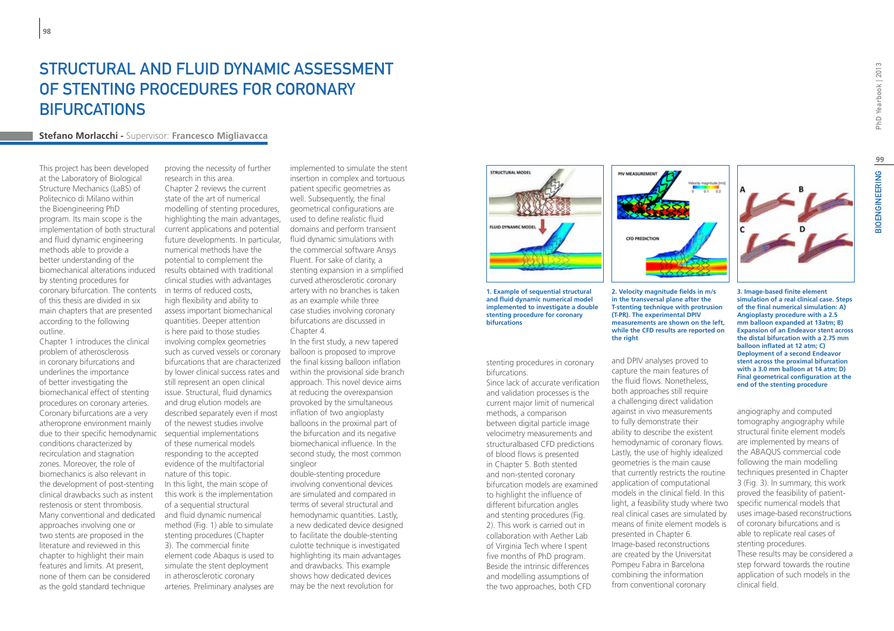# STRUCTURAL AND FLUID DYNAMIC ASSESSMENT OF STENTING PROCEDURES FOR CORONARY BIFURCATIONS

**Stefano Morlacchi -** Supervisor: **Francesco Migliavacca**

This project has been developed at the Laboratory of Biological Structure Mechanics (LaBS) of Politecnico di Milano within the Bioengineering PhD program. Its main scope is the implementation of both structural and fluid dynamic engineering methods able to provide a better understanding of the biomechanical alterations induced by stenting procedures for coronary bifurcation. The contents of this thesis are divided in six main chapters that are presented according to the following outline.

Chapter 1 introduces the clinical problem of atherosclerosis in coronary bifurcations and underlines the importance of better investigating the biomechanical effect of stenting procedures on coronary arteries. Coronary bifurcations are a very atheroprone environment mainly due to their specific hemodynamic conditions characterized by recirculation and stagnation zones. Moreover, the role of biomechanics is also relevant in the development of post-stenting clinical drawbacks such as instent restenosis or stent thrombosis. Many conventional and dedicated approaches involving one or two stents are proposed in the literature and reviewed in this chapter to highlight their main features and limits. At present, none of them can be considered as the gold standard technique proving the necessity of further research in this area.

Chapter 2 reviews the current state of the art of numerical modelling of stenting procedures, highlighting the main advantages, current applications and potential future developments. In particular, numerical methods have the potential to complement the results obtained with traditional clinical studies with advantages in terms of reduced costs, high flexibility and ability to assess important biomechanical quantities. Deeper attention is here paid to those studies involving complex geometries such as curved vessels or coronary bifurcations that are characterized by lower clinical success rates and still represent an open clinical issue. Structural, fluid dynamics and drug elution models are described separately even if most of the newest studies involve sequential implementations of these numerical models responding to the accepted evidence of the multifactorial nature of this topic.

In this light, the main scope of this work is the implementation of a sequential structural and fluid dynamic numerical method (Fig. 1) able to simulate stenting procedures (Chapter 3). The commercial finite element code Abaqus is used to simulate the stent deployment in atherosclerotic coronary arteries. Preliminary analyses are implemented to simulate the stent insertion in complex and tortuous patient specific geometries as well. Subsequently, the final geometrical configurations are used to define realistic fluid domains and perform transient fluid dynamic simulations with the commercial software Ansys Fluent. For sake of clarity, a stenting expansion in a simplified curved atherosclerotic coronary artery with no branches is taken as an example while three case studies involving coronary bifurcations are discussed in Chapter 4.

In the first study, a new tapered balloon is proposed to improve the final kissing balloon inflation within the provisional side branch approach. This novel device aims at reducing the overexpansion provoked by the simultaneous inflation of two angioplasty balloons in the proximal part of the bifurcation and its negative biomechanical influence. In the second study, the most common singleor double-stenting procedure involving conventional devices are simulated and compared in terms of several structural and hemodynamic quantities. Lastly, a new dedicated device designed to facilitate the double-stenting culotte technique is investigated highlighting its main advantages and drawbacks. This example shows how dedicated devices may be the next revolution for stenting procedures in coronary bifurcations.

Since lack of accurate verification and validation processes is the current major limit of numerical methods, a comparison between digital particle image velocimetry measurements and structuralbased CFD predictions of blood flows is presented in Chapter 5. Both stented and non-stented coronary bifurcation models are examined to highlight the influence of different bifurcation angles and stenting procedures (Fig. 2). This work is carried out in collaboration with Aether Lab of Virginia Tech where I spent five months of PhD program. Beside the intrinsic differences and modelling assumptions of the two approaches, both CFD and DPIV analyses proved to capture the main features of the fluid flows. Nonetheless, both approaches still require a challenging direct validation against in vivo measurements to fully demonstrate their ability to describe the existent hemodynamic of coronary flows. Lastly, the use of highly idealized geometries is the main cause that currently restricts the routine application of computational models in the clinical field. In this light, a feasibility study where two real clinical cases are simulated by means of finite element models is presented in Chapter 6.

Image-based reconstructions are created by the Universitat Pompeu Fabra in Barcelona combining the information from conventional coronary angiography and computed tomography angiography while structural finite element models are implemented by means of the ABAQUS commercial code following the main modelling techniques presented in Chapter 3 (Fig. 3). In summary, this work proved the feasibility of patient-specific numerical models that uses image-based reconstructions of coronary bifurcations and is able to replicate real cases of stenting procedures.

These results may be considered a step forward towards the routine application of such models in the clinical field.

**1. Example of sequential structural and fluid dynamic numerical model implemented to investigate a double stenting procedure for coronary bifurcations**

**2. Velocity magnitude fields in m/s in the transversal plane after the T-stenting technique with protrusion (T-PR). The experimental DPIV measurements are shown on the left, while the CFD results are reported on the right**

**3. Image-based finite element simulation of a real clinical case. Steps of the final numerical simulation: A) Angioplasty procedure with a 2.5 mm balloon expanded at 13atm; B) Expansion of an Endeavor stent across the distal bifurcation with a 2.75 mm balloon inflated at 12 atm; C) Deployment of a second Endeavor stent across the proximal bifurcation with a 3.0 mm balloon at 14 atm; D) Final geometrical configuration at the end of the stenting procedure**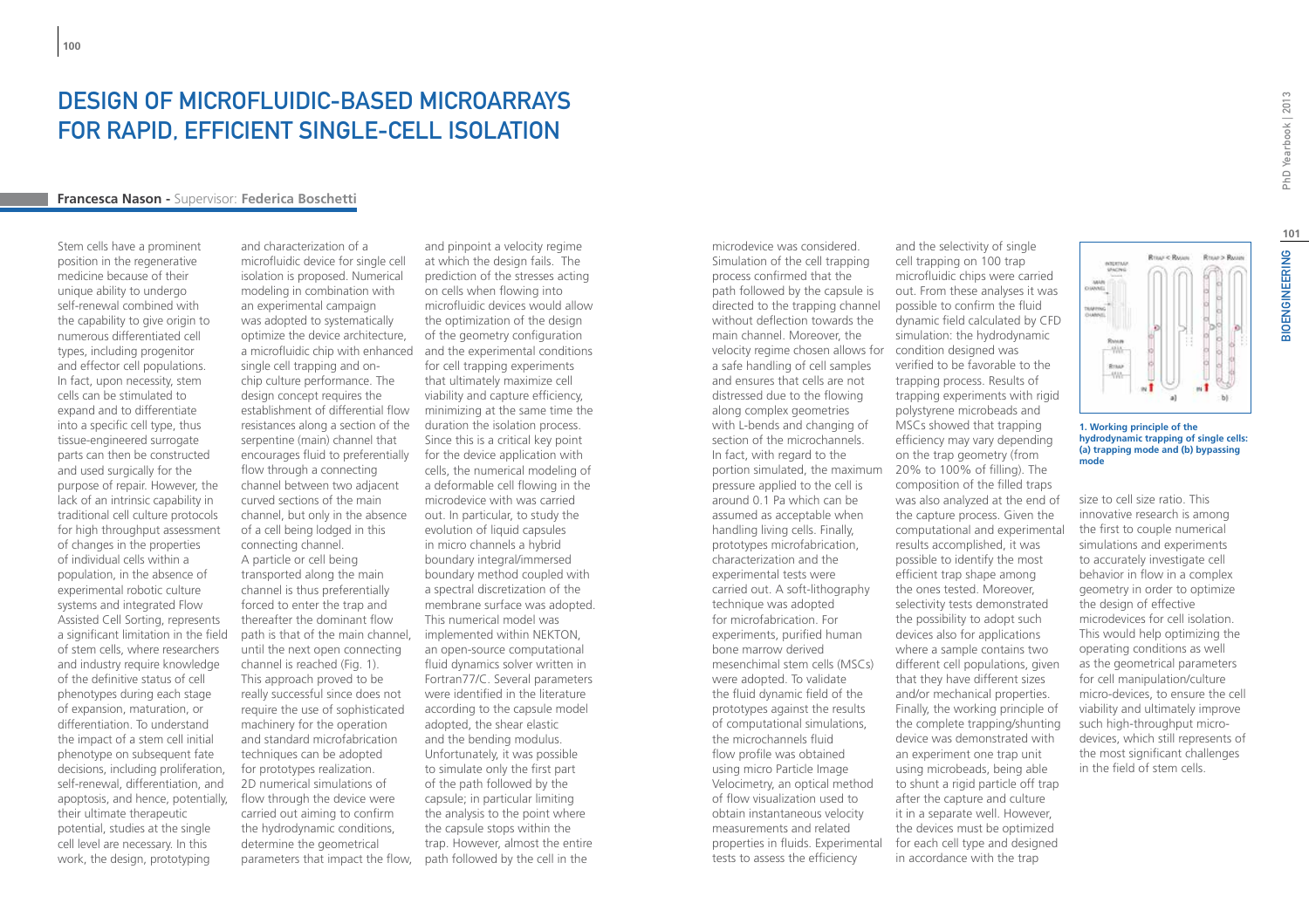# DESIGN OF MICROFLUIDIC-BASED MICROARRAYS FOR RAPID, EFFICIENT SINGLE-CELL ISOLATION

**Francesca Nason -** Supervisor: **Federica Boschetti**

Stem cells have a prominent position in the regenerative medicine because of their unique ability to undergo self-renewal combined with the capability to give origin to numerous differentiated cell types, including progenitor and effector cell populations. In fact, upon necessity, stem cells can be stimulated to expand and to differentiate into a specific cell type, thus tissue-engineered surrogate parts can then be constructed and used surgically for the purpose of repair. However, the lack of an intrinsic capability in traditional cell culture protocols for high throughput assessment of changes in the properties of individual cells within a population, in the absence of experimental robotic culture systems and integrated Flow Assisted Cell Sorting, represents a significant limitation in the field of stem cells, where researchers and industry require knowledge of the definitive status of cell phenotypes during each stage of expansion, maturation, or differentiation. To understand the impact of a stem cell initial phenotype on subsequent fate decisions, including proliferation, self-renewal, differentiation, and apoptosis, and hence, potentially, their ultimate therapeutic potential, studies at the single cell level are necessary. In this work, the design, prototyping and characterization of a microfluidic device for single cell isolation is proposed. Numerical modeling in combination with an experimental campaign was adopted to systematically optimize the device architecture, a microfluidic chip with enhanced single cell trapping and on-chip culture performance. The design concept requires the establishment of differential flow resistances along a section of the serpentine (main) channel that encourages fluid to preferentially flow through a connecting channel between two adjacent curved sections of the main channel, but only in the absence of a cell being lodged in this connecting channel.

A particle or cell being transported along the main channel is thus preferentially forced to enter the trap and thereafter the dominant flow path is that of the main channel, until the next open connecting channel is reached (Fig. 1). This approach proved to be really successful since does not require the use of sophisticated machinery for the operation and standard microfabrication techniques can be adopted for prototypes realization. 2D numerical simulations of flow through the device were carried out aiming to confirm the hydrodynamic conditions, determine the geometrical parameters that impact the flow, and pinpoint a velocity regime at which the design fails. The prediction of the stresses acting on cells when flowing into microfluidic devices would allow the optimization of the design of the geometry configuration and the experimental conditions for cell trapping experiments that ultimately maximize cell viability and capture efficiency, minimizing at the same time the duration the isolation process. Since this is a critical key point for the device application with cells, the numerical modeling of a deformable cell flowing in the microdevice with was carried out. In particular, to study the evolution of liquid capsules in micro channels a hybrid boundary integral/immersed boundary method coupled with a spectral discretization of the membrane surface was adopted. This numerical model was implemented within NEKTON, an open-source computational fluid dynamics solver written in Fortran77/C. Several parameters were identified in the literature according to the capsule model adopted, the shear elastic and the bending modulus. Unfortunately, it was possible to simulate only the first part of the path followed by the capsule; in particular limiting the analysis to the point where the capsule stops within the trap. However, almost the entire path followed by the cell in the microdevice was considered. Simulation of the cell trapping process confirmed that the path followed by the capsule is directed to the trapping channel without deflection towards the main channel. Moreover, the velocity regime chosen allows for a safe handling of cell samples and ensures that cells are not distressed due to the flowing along complex geometries with L-bends and changing of section of the microchannels. In fact, with regard to the portion simulated, the maximum pressure applied to the cell is around 0.1 Pa which can be assumed as acceptable when handling living cells. Finally, prototypes microfabrication, characterization and the experimental tests were carried out. A soft-lithography technique was adopted for microfabrication. For experiments, purified human bone marrow derived mesenchimal stem cells (MSCs) were adopted. To validate the fluid dynamic field of the prototypes against the results of computational simulations, the microchannels fluid flow profile was obtained using micro Particle Image Velocimetry, an optical method of flow visualization used to obtain instantaneous velocity measurements and related properties in fluids. Experimental tests to assess the efficiency and the selectivity of single cell trapping on 100 trap microfluidic chips were carried out. From these analyses it was possible to confirm the fluid dynamic field calculated by CFD simulation: the hydrodynamic condition designed was verified to be favorable to the trapping process. Results of trapping experiments with rigid polystyrene microbeads and MSCs showed that trapping efficiency may vary depending on the trap geometry (from 20% to 100% of filling). The composition of the filled traps was also analyzed at the end of the capture process. Given the computational and experimental results accomplished, it was possible to identify the most efficient trap shape among the ones tested. Moreover, selectivity tests demonstrated the possibility to adopt such devices also for applications where a sample contains two different cell populations, given that they have different sizes and/or mechanical properties. Finally, the working principle of the complete trapping/shunting device was demonstrated with an experiment one trap unit using microbeads, being able to shunt a rigid particle off trap after the capture and culture it in a separate well. However, the devices must be optimized for each cell type and designed in accordance with the trap size to cell size ratio. This innovative research is among the first to couple numerical simulations and experiments to accurately investigate cell behavior in flow in a complex geometry in order to optimize the design of effective microdevices for cell isolation. This would help optimizing the operating conditions as well as the geometrical parameters for cell manipulation/culture micro-devices, to ensure the cell viability and ultimately improve such high-throughput micro-devices, which still represents of the most significant challenges in the field of stem cells.

**1. Working principle of the hydrodynamic trapping of single cells: (a) trapping mode and (b) bypassing mode**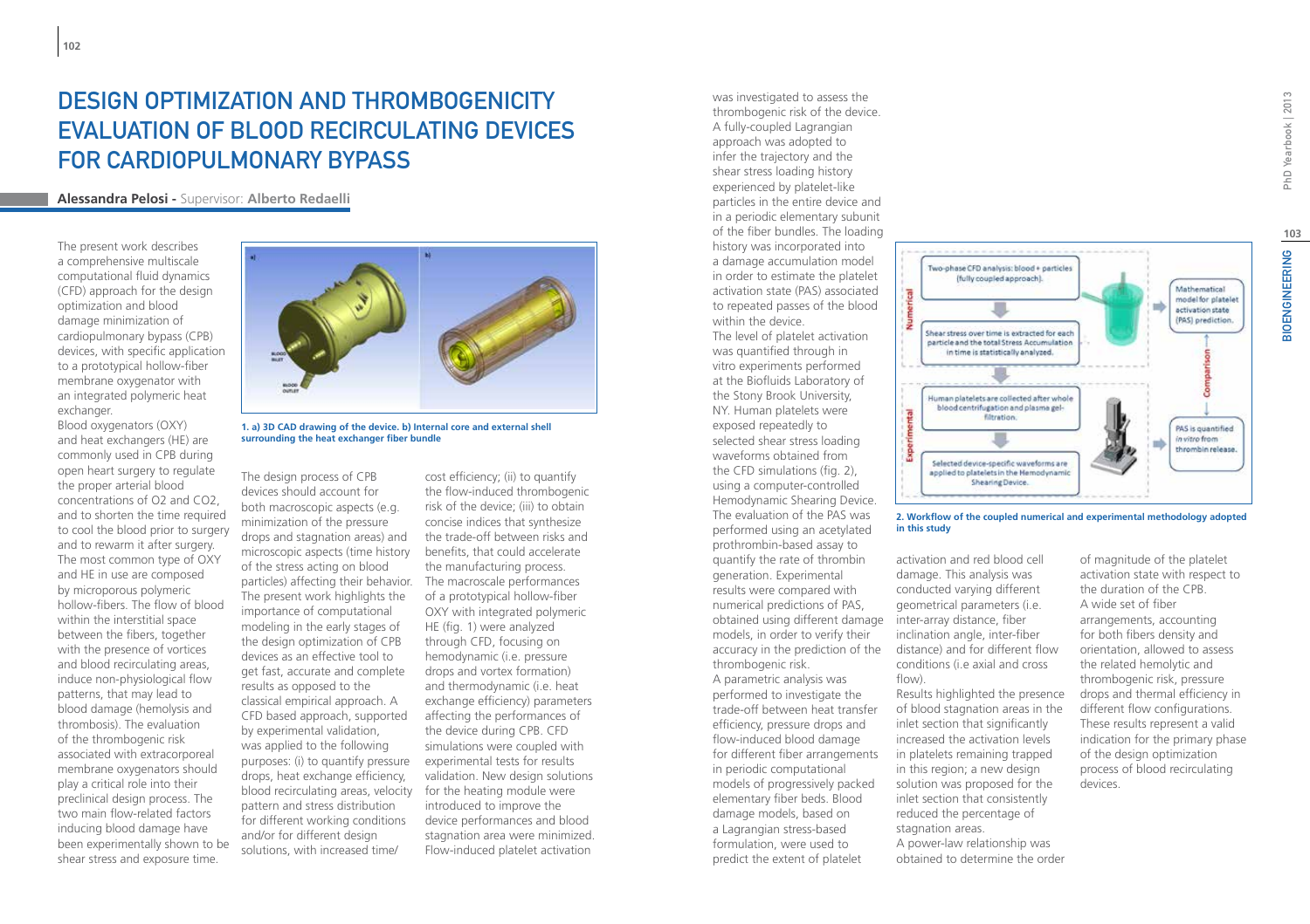# DESIGN OPTIMIZATION AND THROMBOGENICITY EVALUATION OF BLOOD RECIRCULATING DEVICES FOR CARDIOPULMONARY BYPASS

**Alessandra Pelosi** - Supervisor: **Alberto Redaelli**

The present work describes a comprehensive multiscale computational fluid dynamics (CFD) approach for the design optimization and blood damage minimization of cardiopulmonary bypass (CPB) devices, with specific application to a prototypical hollow-fiber membrane oxygenator with an integrated polymeric heat exchanger.

Blood oxygenators (OXY) and heat exchangers (HE) are commonly used in CPB during open heart surgery to regulate the proper arterial blood concentrations of O2 and CO2, and to shorten the time required to cool the blood prior to surgery and to rewarm it after surgery. The most common type of OXY and HE in use are composed by microporous polymeric hollow-fibers. The flow of blood within the interstitial space between the fibers, together with the presence of vortices and blood recirculating areas, induce non-physiological flow patterns, that may lead to blood damage (hemolysis and thrombosis). The evaluation of the thrombogenic risk associated with extracorporeal membrane oxygenators should play a critical role into their preclinical design process. The two main flow-related factors inducing blood damage have been experimentally shown to be shear stress and exposure time.

**1. a) 3D CAD drawing of the device. b) Internal core and external shell surrounding the heat exchanger fiber bundle**

The design process of CPB devices should account for both macroscopic aspects (e.g. minimization of the pressure drops and stagnation areas) and microscopic aspects (time history of the stress acting on blood particles) affecting their behavior. The present work highlights the importance of computational modeling in the early stages of the design optimization of CPB devices as an effective tool to get fast, accurate and complete results as opposed to the classical empirical approach. A CFD based approach, supported by experimental validation, was applied to the following purposes: (i) to quantify pressure drops, heat exchange efficiency, blood recirculating areas, velocity pattern and stress distribution for different working conditions and/or for different design solutions, with increased time/cost efficiency; (ii) to quantify the flow-induced thrombogenic risk of the device; (iii) to obtain concise indices that synthesize the trade-off between risks and benefits, that could accelerate the manufacturing process.

The macroscale performances of a prototypical hollow-fiber OXY with integrated polymeric HE (fig. 1) were analyzed through CFD, focusing on hemodynamic (i.e. pressure drops and vortex formation) and thermodynamic (i.e. heat exchange efficiency) parameters affecting the performances of the device during CPB. CFD simulations were coupled with experimental tests for results validation. New design solutions for the heating module were introduced to improve the device performances and blood stagnation area were minimized. Flow-induced platelet activation was investigated to assess the thrombogenic risk of the device. A fully-coupled Lagrangian approach was adopted to infer the trajectory and the shear stress loading history experienced by platelet-like particles in the entire device and in a periodic elementary subunit of the fiber bundles. The loading history was incorporated into a damage accumulation model in order to estimate the platelet activation state (PAS) associated to repeated passes of the blood within the device.

The level of platelet activation was quantified through in vitro experiments performed at the Biofluids Laboratory of the Stony Brook University, NY. Human platelets were exposed repeatedly to selected shear stress loading waveforms obtained from the CFD simulations (fig. 2), using a computer-controlled Hemodynamic Shearing Device. The evaluation of the PAS was performed using an acetylated prothrombin-based assay to quantify the rate of thrombin generation. Experimental results were compared with numerical predictions of PAS, obtained using different damage models, in order to verify their accuracy in the prediction of the thrombogenic risk.

A parametric analysis was performed to investigate the trade-off between heat transfer efficiency, pressure drops and flow-induced blood damage for different fiber arrangements in periodic computational models of progressively packed elementary fiber beds. Blood damage models, based on a Lagrangian stress-based formulation, were used to predict the extent of platelet activation and red blood cell damage. This analysis was conducted varying different geometrical parameters (i.e. inter-array distance, fiber inclination angle, inter-fiber distance) and for different flow conditions (i.e axial and cross flow).

**2. Workflow of the coupled numerical and experimental methodology adopted in this study**

Results highlighted the presence of blood stagnation areas in the inlet section that significantly increased the activation levels in platelets remaining trapped in this region; a new design solution was proposed for the inlet section that consistently reduced the percentage of stagnation areas.

A power-law relationship was obtained to determine the order of magnitude of the platelet activation state with respect to the duration of the CPB.

A wide set of fiber arrangements, accounting for both fibers density and orientation, allowed to assess the related hemolytic and thrombogenic risk, pressure drops and thermal efficiency in different flow configurations. These results represent a valid indication for the primary phase of the design optimization process of blood recirculating devices.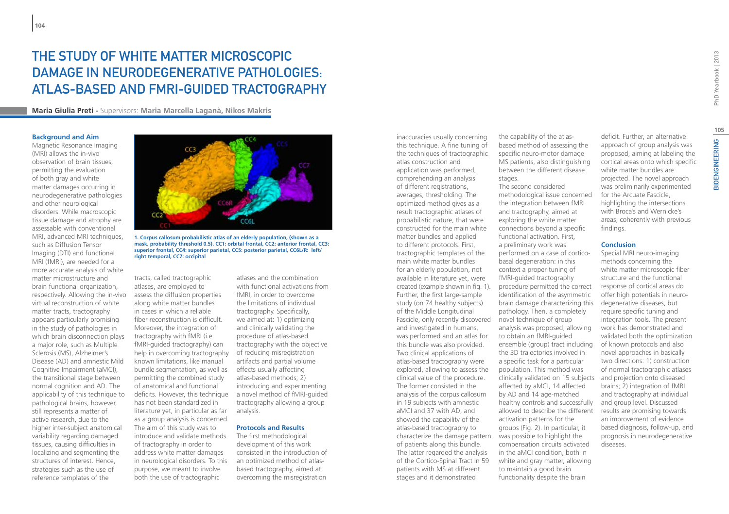# The Study of White Matter Microscopic Damage in Neurodegenerative Pathologies: Atlas-Based and fMRI-Guided Tractography

**Maria Giulia Preti** - Supervisors: **Maria Marcella Laganà, Nikos Makris**

### Background and Aim

Magnetic Resonance Imaging (MRI) allows the in-vivo observation of brain tissues, permitting the evaluation of both gray and white matter damages occurring in neurodegenerative pathologies and other neurological disorders. While macroscopic tissue damage and atrophy are assessable with conventional MRI, advanced MRI techniques, such as Diffusion Tensor Imaging (DTI) and functional MRI (fMRI), are needed for a more accurate analysis of white matter microstructure and brain functional organization, respectively. Allowing the in-vivo virtual reconstruction of white matter tracts, tractography appears particularly promising in the study of pathologies in which brain disconnection plays a major role, such as Multiple Sclerosis (MS), Alzheimer's Disease (AD) and amnestic Mild Cognitive Impairment (aMCI), the transitional stage between normal cognition and AD. The applicability of this technique to pathological brains, however, still represents a matter of active research, due to the higher inter-subject anatomical variability regarding damaged tissues, causing difficulties in localizing and segmenting the structures of interest. Hence, strategies such as the use of reference templates of the tracts, called tractographic atlases, are employed to assess the diffusion properties along white matter bundles in cases in which a reliable fiber reconstruction is difficult. Moreover, the integration of tractography with fMRI (i.e. fMRI-guided tractography) can help in overcoming tractography known limitations, like manual bundle segmentation, as well as permitting the combined study of anatomical and functional deficits. However, this technique has not been standardized in literature yet, in particular as far as a group analysis is concerned. The aim of this study was to introduce and validate methods of tractography in order to address white matter damages in neurological disorders. To this purpose, we meant to involve both the use of tractographic atlases and the combination with functional activations from fMRI, in order to overcome the limitations of individual tractography. Specifically, we aimed at: 1) optimizing and clinically validating the procedure of atlas-based tractography with the objective of reducing misregistration artifacts and partial volume effects usually affecting atlas-based methods; 2) introducing and experimenting a novel method of fMRI-guided tractography allowing a group analysis.

**1. Corpus callosum probabilistic atlas of an elderly population, (shown as a mask, probability threshold 0.5). CC1: orbital frontal, CC2: anterior frontal, CC3: superior frontal, CC4: superior parietal, CC5: posterior parietal, CC6L/R: left/right temporal, CC7: occipital**

### Protocols and Results

The first methodological development of this work consisted in the introduction of an optimized method of atlas-based tractography, aimed at overcoming the misregistration inaccuracies usually concerning this technique. A fine tuning of the techniques of tractographic atlas construction and application was performed, comprehending an analysis of different registrations, averages, thresholding. The optimized method gives as a result tractographic atlases of probabilistic nature, that were constructed for the main white matter bundles and applied to different protocols. First, tractographic templates of the main white matter bundles for an elderly population, not available in literature yet, were created (example shown in fig. 1). Further, the first large-sample study (on 74 healthy subjects) of the Middle Longitudinal Fascicle, only recently discovered and investigated in humans, was performed and an atlas for this bundle was also provided. Two clinical applications of atlas-based tractography were explored, allowing to assess the clinical value of the procedure. The former consisted in the analysis of the corpus callosum in 19 subjects with amnestic aMCI and 37 with AD, and showed the capability of the atlas-based tractography to characterize the damage pattern of patients along this bundle. The latter regarded the analysis of the Cortico-Spinal Tract in 59 patients with MS at different stages and it demonstrated the capability of the atlas-based method of assessing the specific neuro-motor damage MS patients, also distinguishing between the different disease stages.

The second considered methodological issue concerned the integration between fMRI and tractography, aimed at exploring the white matter connections beyond a specific functional activation. First, a preliminary work was performed on a case of cortico-basal degeneration: in this context a proper tuning of fMRI-guided tractography procedure permitted the correct identification of the asymmetric brain damage characterizing this pathology. Then, a completely novel technique of group analysis was proposed, allowing to obtain an fMRI-guided ensemble (group) tract including the 3D trajectories involved in a specific task for a particular population. This method was clinically validated on 15 subjects affected by aMCI, 14 affected by AD and 14 age-matched healthy controls and successfully allowed to describe the different activation patterns for the groups (Fig. 2). In particular, it was possible to highlight the compensation circuits activated in the aMCI condition, both in white and gray matter, allowing to maintain a good brain functionality despite the brain deficit. Further, an alternative approach of group analysis was proposed, aiming at labeling the cortical areas onto which specific white matter bundles are projected. The novel approach was preliminarily experimented for the Arcuate Fascicle, highlighting the intersections with Broca's and Wernicke's areas, coherently with previous findings.

### Conclusion

Special MRI neuro-imaging methods concerning the white matter microscopic fiber structure and the functional response of cortical areas do offer high potentials in neuro-degenerative diseases, but require specific tuning and integration tools. The present work has demonstrated and validated both the optimization of known protocols and also novel approaches in basically two directions: 1) construction of normal tractographic atlases and projection onto diseased brains; 2) integration of fMRI and tractography at individual and group level. Discussed results are promising towards an improvement of evidence based diagnosis, follow-up, and prognosis in neurodegenerative diseases.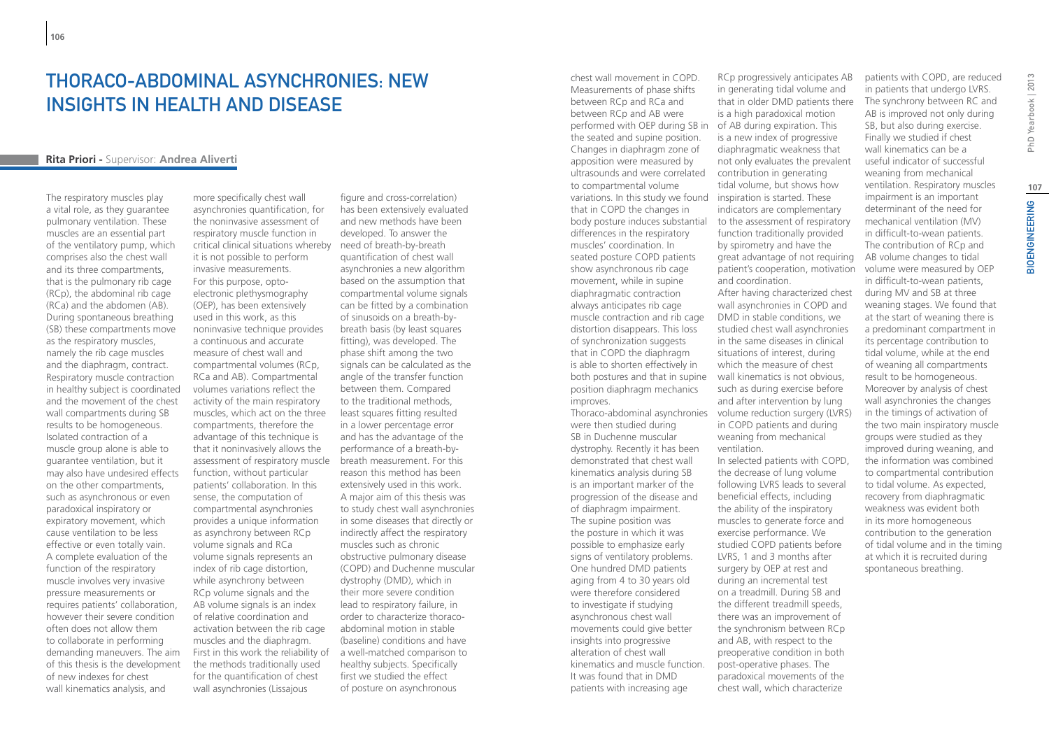# Thoraco-abdominal asynchronies: new insights in health and disease

**Rita Priori** - Supervisor: **Andrea Aliverti**

The respiratory muscles play a vital role, as they guarantee pulmonary ventilation. These muscles are an essential part of the ventilatory pump, which comprises also the chest wall and its three compartments, that is the pulmonary rib cage (RCp), the abdominal rib cage (RCa) and the abdomen (AB). During spontaneous breathing (SB) these compartments move as the respiratory muscles, namely the rib cage muscles and the diaphragm, contract. Respiratory muscle contraction in healthy subject is coordinated and the movement of the chest wall compartments during SB results to be homogeneous. Isolated contraction of a muscle group alone is able to guarantee ventilation, but it may also have undesired effects on the other compartments, such as asynchronous or even paradoxical inspiratory or expiratory movement, which cause ventilation to be less effective or even totally vain. A complete evaluation of the function of the respiratory muscle involves very invasive pressure measurements or requires patients' collaboration, however their severe condition often does not allow them to collaborate in performing demanding maneuvers. The aim of this thesis is the development of new indexes for chest wall kinematics analysis, and more specifically chest wall asynchronies quantification, for the noninvasive assessment of respiratory muscle function in critical clinical situations whereby it is not possible to perform invasive measurements.

For this purpose, opto-electronic plethysmography (OEP), has been extensively used in this work, as this noninvasive technique provides a continuous and accurate measure of chest wall and compartmental volumes (RCp, RCa and AB). Compartmental volumes variations reflect the activity of the main respiratory muscles, which act on the three compartments, therefore the advantage of this technique is that it noninvasively allows the assessment of respiratory muscle function, without particular patients' collaboration. In this sense, the computation of compartmental asynchronies provides a unique information as asynchrony between RCp volume signals and RCa volume signals represents an index of rib cage distortion, while asynchrony between RCp volume signals and the AB volume signals is an index of relative coordination and activation between the rib cage muscles and the diaphragm. First in this work the reliability of the methods traditionally used for the quantification of chest wall asynchronies (Lissajous figure and cross-correlation) has been extensively evaluated and new methods have been developed. To answer the need of breath-by-breath quantification of chest wall asynchronies a new algorithm based on the assumption that compartmental volume signals can be fitted by a combination of sinusoids on a breath-by-breath basis (by least squares fitting), was developed. The phase shift among the two signals can be calculated as the angle of the transfer function between them. Compared to the traditional methods, least squares fitting resulted in a lower percentage error and has the advantage of the performance of a breath-by-breath measurement. For this reason this method has been extensively used in this work.

A major aim of this thesis was to study chest wall asynchronies in some diseases that directly or indirectly affect the respiratory muscles such as chronic obstructive pulmonary disease (COPD) and Duchenne muscular dystrophy (DMD), which in their more severe condition lead to respiratory failure, in order to characterize thoraco-abdominal motion in stable (baseline) conditions and have a well-matched comparison to healthy subjects. Specifically first we studied the effect of posture on asynchronous chest wall movement in COPD. Measurements of phase shifts between RCp and RCa and between RCp and AB were performed with OEP during SB in the seated and supine position. Changes in diaphragm zone of apposition were measured by ultrasounds and were correlated to compartmental volume variations. In this study we found that in COPD the changes in body posture induces substantial differences in the respiratory muscles' coordination. In seated posture COPD patients show asynchronous rib cage movement, while in supine diaphragmatic contraction always anticipates rib cage muscle contraction and rib cage distortion disappears. This loss of synchronization suggests that in COPD the diaphragm is able to shorten effectively in both postures and that in supine position diaphragm mechanics improves.

Thoraco-abdominal asynchronies were then studied during SB in Duchenne muscular dystrophy. Recently it has been demonstrated that chest wall kinematics analysis during SB is an important marker of the progression of the disease and of diaphragm impairment. The supine position was the posture in which it was possible to emphasize early signs of ventilatory problems. One hundred DMD patients aging from 4 to 30 years old were therefore considered to investigate if studying asynchronous chest wall movements could give better insights into progressive alteration of chest wall kinematics and muscle function. It was found that in DMD patients with increasing age RCp progressively anticipates AB in generating tidal volume and that in older DMD patients there is a high paradoxical motion of AB during expiration. This is a new index of progressive diaphragmatic weakness that not only evaluates the prevalent contribution in generating tidal volume, but shows how inspiration is started. These indicators are complementary to the assessment of respiratory function traditionally provided by spirometry and have the great advantage of not requiring patient's cooperation, motivation and coordination.

After having characterized chest wall asynchronies in COPD and DMD in stable conditions, we studied chest wall asynchronies in the same diseases in clinical situations of interest, during which the measure of chest wall kinematics is not obvious, such as during exercise before and after intervention by lung volume reduction surgery (LVRS) in COPD patients and during weaning from mechanical ventilation.

In selected patients with COPD, the decrease of lung volume following LVRS leads to several beneficial effects, including the ability of the inspiratory muscles to generate force and exercise performance. We studied COPD patients before LVRS, 1 and 3 months after surgery by OEP at rest and during an incremental test on a treadmill. During SB and the different treadmill speeds, there was an improvement of the synchronism between RCp and AB, with respect to the preoperative condition in both post-operative phases. The paradoxical movements of the chest wall, which characterize patients with COPD, are reduced in patients that undergo LVRS. The synchrony between RC and AB is improved not only during SB, but also during exercise.

Finally we studied if chest wall kinematics can be a useful indicator of successful weaning from mechanical ventilation. Respiratory muscles impairment is an important determinant of the need for mechanical ventilation (MV) in difficult-to-wean patients. The contribution of RCp and AB volume changes to tidal volume were measured by OEP in difficult-to-wean patients, during MV and SB at three weaning stages. We found that at the start of weaning there is a predominant compartment in its percentage contribution to tidal volume, while at the end of weaning all compartments result to be homogeneous. Moreover by analysis of chest wall asynchronies the changes in the timings of activation of the two main inspiratory muscle groups were studied as they improved during weaning, and the information was combined to compartmental contribution to tidal volume. As expected, recovery from diaphragmatic weakness was evident both in its more homogeneous contribution to the generation of tidal volume and in the timing at which it is recruited during spontaneous breathing.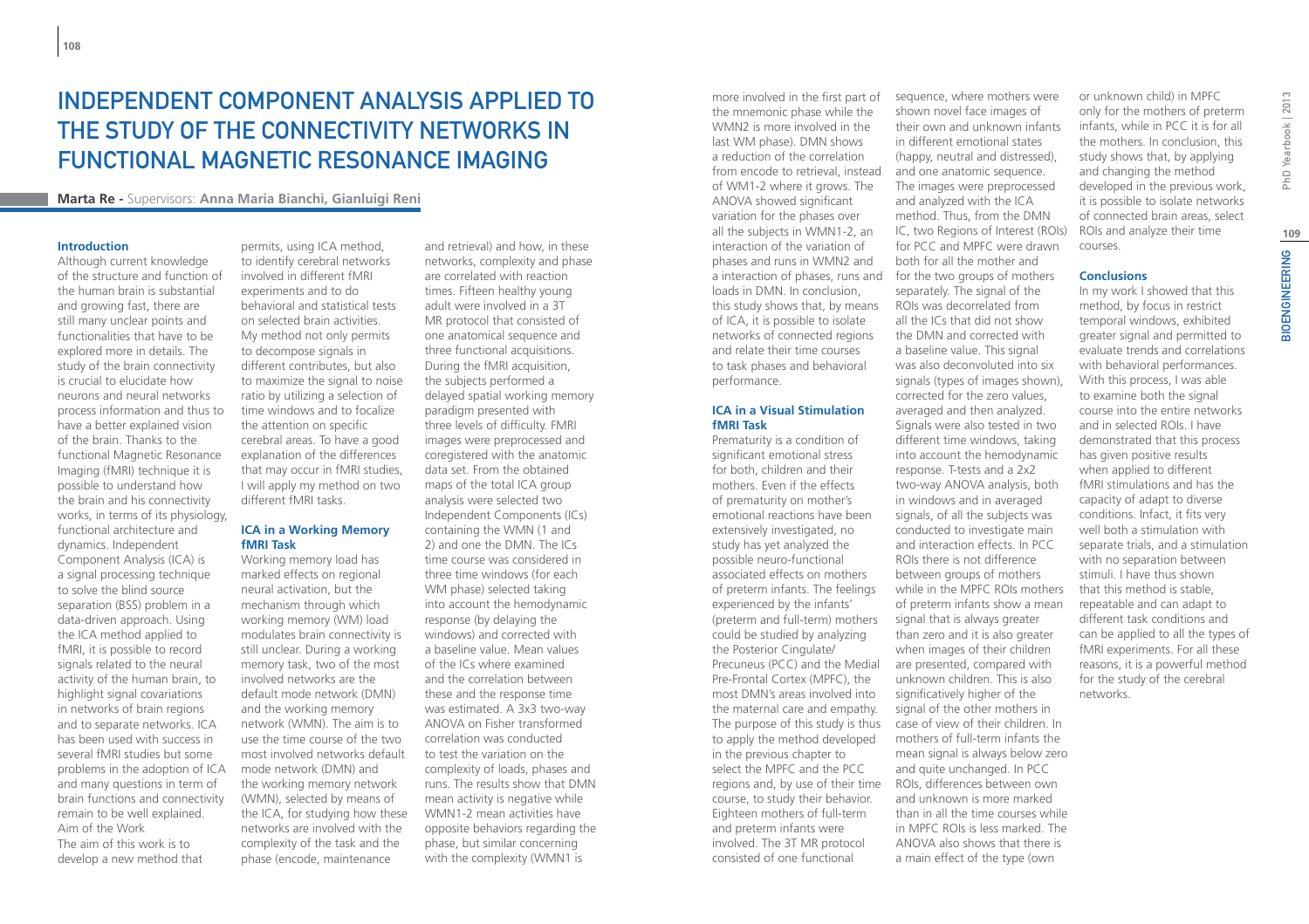# Independent Component Analysis Applied to the Study of the Connectivity Networks in Functional Magnetic Resonance Imaging

**Marta Re** - Supervisors: **Anna Maria Bianchi, Gianluigi Reni**

### Introduction

Although current knowledge of the structure and function of the human brain is substantial and growing fast, there are still many unclear points and functionalities that have to be explored more in details. The study of the brain connectivity is crucial to elucidate how neurons and neural networks process information and thus to have a better explained vision of the brain. Thanks to the functional Magnetic Resonance Imaging (fMRI) technique it is possible to understand how the brain and his connectivity works, in terms of its physiology, functional architecture and dynamics. Independent Component Analysis (ICA) is a signal processing technique to solve the blind source separation (BSS) problem in a data-driven approach. Using the ICA method applied to fMRI, it is possible to record signals related to the neural activity of the human brain, to highlight signal covariations in networks of brain regions and to separate networks. ICA has been used with success in several fMRI studies but some problems in the adoption of ICA and many questions in term of brain functions and connectivity remain to be well explained.

Aim of the Work

The aim of this work is to develop a new method that permits, using ICA method, to identify cerebral networks involved in different fMRI experiments and to do behavioral and statistical tests on selected brain activities. My method not only permits to decompose signals in different contributes, but also to maximize the signal to noise ratio by utilizing a selection of time windows and to focalize the attention on specific cerebral areas. To have a good explanation of the differences that may occur in fMRI studies, I will apply my method on two different fMRI tasks.

### ICA in a Working Memory fMRI Task

Working memory load has marked effects on regional neural activation, but the mechanism through which working memory (WM) load modulates brain connectivity is still unclear. During a working memory task, two of the most involved networks are the default mode network (DMN) and the working memory network (WMN). The aim is to use the time course of the two most involved networks default mode network (DMN) and the working memory network (WMN), selected by means of the ICA, for studying how these networks are involved with the complexity of the task and the phase (encode, maintenance and retrieval) and how, in these networks, complexity and phase are correlated with reaction times. Fifteen healthy young adult were involved in a 3T MR protocol that consisted of one anatomical sequence and three functional acquisitions. During the fMRI acquisition, the subjects performed a delayed spatial working memory paradigm presented with three levels of difficulty. FMRI images were preprocessed and coregistered with the anatomic data set. From the obtained maps of the total ICA group analysis were selected two Independent Components (ICs) containing the WMN (1 and 2) and one the DMN. The ICs time course was considered in three time windows (for each WM phase) selected taking into account the hemodynamic response (by delaying the windows) and corrected with a baseline value. Mean values of the ICs where examined and the correlation between these and the response time was estimated. A 3x3 two-way ANOVA on Fisher transformed correlation was conducted to test the variation on the complexity of loads, phases and runs. The results show that DMN mean activity is negative while WMN1-2 mean activities have opposite behaviors regarding the phase, but similar concerning with the complexity (WMN1 is more involved in the first part of the mnemonic phase while the WMN2 is more involved in the last WM phase). DMN shows a reduction of the correlation from encode to retrieval, instead of WM1-2 where it grows. The ANOVA showed significant variation for the phases over all the subjects in WMN1-2, an interaction of the variation of phases and runs in WMN2 and a interaction of phases, runs and loads in DMN. In conclusion, this study shows that, by means of ICA, it is possible to isolate networks of connected regions and relate their time courses to task phases and behavioral performance.

### ICA in a Visual Stimulation fMRI Task

Prematurity is a condition of significant emotional stress for both, children and their mothers. Even if the effects of prematurity on mother's emotional reactions have been extensively investigated, no study has yet analyzed the possible neuro-functional associated effects on mothers of preterm infants. The feelings experienced by the infants' (preterm and full-term) mothers could be studied by analyzing the Posterior Cingulate/Precuneus (PCC) and the Medial Pre-Frontal Cortex (MPFC), the most DMN's areas involved into the maternal care and empathy. The purpose of this study is thus to apply the method developed in the previous chapter to select the MPFC and the PCC regions and, by use of their time course, to study their behavior. Eighteen mothers of full-term and preterm infants were involved. The 3T MR protocol consisted of one functional sequence, where mothers were shown novel face images of their own and unknown infants in different emotional states (happy, neutral and distressed), and one anatomic sequence. The images were preprocessed and analyzed with the ICA method. Thus, from the DMN IC, two Regions of Interest (ROIs) for PCC and MPFC were drawn both for all the mother and for the two groups of mothers separately. The signal of the ROIs was decorrelated from all the ICs that did not show the DMN and corrected with a baseline value. This signal was also deconvoluted into six signals (types of images shown), corrected for the zero values, averaged and then analyzed. Signals were also tested in two different time windows, taking into account the hemodynamic response. T-tests and a 2x2 two-way ANOVA analysis, both in windows and in averaged signals, of all the subjects was conducted to investigate main and interaction effects. In PCC ROIs there is not difference between groups of mothers while in the MPFC ROIs mothers of preterm infants show a mean signal that is always greater than zero and it is also greater when images of their children are presented, compared with unknown children. This is also significatively higher of the signal of the other mothers in case of view of their children. In mothers of full-term infants the mean signal is always below zero and quite unchanged. In PCC ROIs, differences between own and unknown is more marked than in all the time courses while in MPFC ROIs is less marked. The ANOVA also shows that there is a main effect of the type (own or unknown child) in MPFC only for the mothers of preterm infants, while in PCC it is for all the mothers. In conclusion, this study shows that, by applying and changing the method developed in the previous work, it is possible to isolate networks of connected brain areas, select ROIs and analyze their time courses.

### Conclusions

In my work I showed that this method, by focus in restrict temporal windows, exhibited greater signal and permitted to evaluate trends and correlations with behavioral performances. With this process, I was able to examine both the signal course into the entire networks and in selected ROIs. I have demonstrated that this process has given positive results when applied to different fMRI stimulations and has the capacity of adapt to diverse conditions. Infact, it fits very well both a stimulation with separate trials, and a stimulation with no separation between stimuli. I have thus shown that this method is stable, repeatable and can adapt to different task conditions and can be applied to all the types of fMRI experiments. For all these reasons, it is a powerful method for the study of the cerebral networks.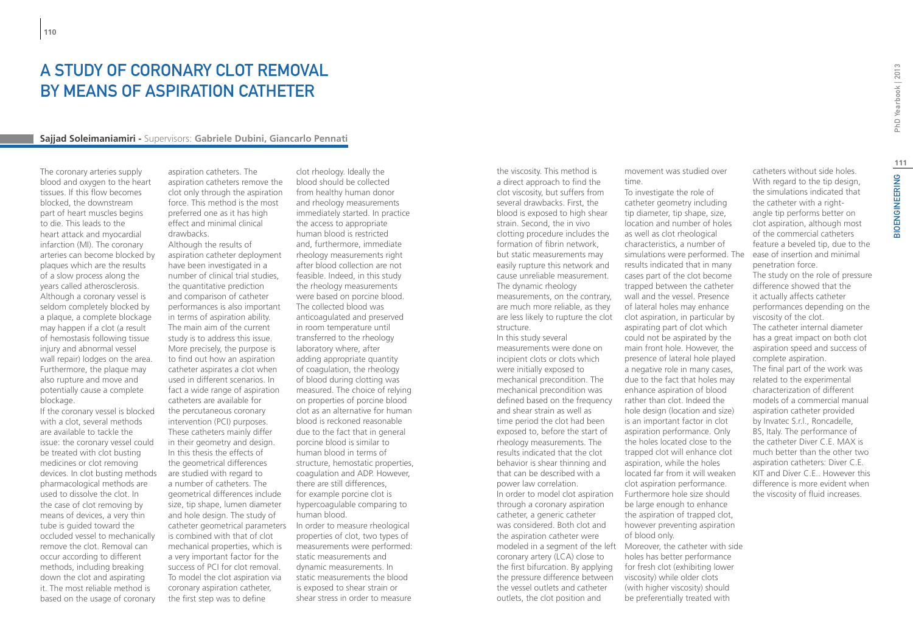# A STUDY OF CORONARY CLOT REMOVAL BY MEANS OF ASPIRATION CATHETER

**Sajjad Soleimaniamiri** - Supervisors: **Gabriele Dubini, Giancarlo Pennati**

The coronary arteries supply blood and oxygen to the heart tissues. If this flow becomes blocked, the downstream part of heart muscles begins to die. This leads to the heart attack and myocardial infarction (MI). The coronary arteries can become blocked by plaques which are the results of a slow process along the years called atherosclerosis. Although a coronary vessel is seldom completely blocked by a plaque, a complete blockage may happen if a clot (a result of hemostasis following tissue injury and abnormal vessel wall repair) lodges on the area. Furthermore, the plaque may also rupture and move and potentially cause a complete blockage.

If the coronary vessel is blocked with a clot, several methods are available to tackle the issue: the coronary vessel could be treated with clot busting medicines or clot removing devices. In clot busting methods pharmacological methods are used to dissolve the clot. In the case of clot removing by means of devices, a very thin tube is guided toward the occluded vessel to mechanically remove the clot. Removal can occur according to different methods, including breaking down the clot and aspirating it. The most reliable method is based on the usage of coronary aspiration catheters. The aspiration catheters remove the clot only through the aspiration force. This method is the most preferred one as it has high effect and minimal clinical drawbacks.

Although the results of aspiration catheter deployment have been investigated in a number of clinical trial studies, the quantitative prediction and comparison of catheter performances is also important in terms of aspiration ability. The main aim of the current study is to address this issue. More precisely, the purpose is to find out how an aspiration catheter aspirates a clot when used in different scenarios. In fact a wide range of aspiration catheters are available for the percutaneous coronary intervention (PCI) purposes. These catheters mainly differ in their geometry and design. In this thesis the effects of the geometrical differences are studied with regard to a number of catheters. The geometrical differences include size, tip shape, lumen diameter and hole design. The study of catheter geometrical parameters is combined with that of clot mechanical properties, which is a very important factor for the success of PCI for clot removal. To model the clot aspiration via coronary aspiration catheter, the first step was to define clot rheology. Ideally the blood should be collected from healthy human donor and rheology measurements immediately started. In practice the access to appropriate human blood is restricted and, furthermore, immediate rheology measurements right after blood collection are not feasible. Indeed, in this study the rheology measurements were based on porcine blood. The collected blood was anticoagulated and preserved in room temperature until transferred to the rheology laboratory where, after adding appropriate quantity of coagulation, the rheology of blood during clotting was measured. The choice of relying on properties of porcine blood clot as an alternative for human blood is reckoned reasonable due to the fact that in general porcine blood is similar to human blood in terms of structure, hemostatic properties, coagulation and ADP. However, there are still differences, for example porcine clot is hypercoagulable comparing to human blood.

In order to measure rheological properties of clot, two types of measurements were performed: static measurements and dynamic measurements. In static measurements the blood is exposed to shear strain or shear stress in order to measure the viscosity. This method is a direct approach to find the clot viscosity, but suffers from several drawbacks. First, the blood is exposed to high shear strain. Second, the in vivo clotting procedure includes the formation of fibrin network, but static measurements may easily rupture this network and cause unreliable measurement. The dynamic rheology measurements, on the contrary, are much more reliable, as they are less likely to rupture the clot structure.

In this study several measurements were done on incipient clots or clots which were initially exposed to mechanical precondition. The mechanical precondition was defined based on the frequency and shear strain as well as time period the clot had been exposed to, before the start of rheology measurements. The results indicated that the clot behavior is shear thinning and that can be described with a power law correlation.

In order to model clot aspiration through a coronary aspiration catheter, a generic catheter was considered. Both clot and the aspiration catheter were modeled in a segment of the left coronary artery (LCA) close to the first bifurcation. By applying the pressure difference between the vessel outlets and catheter outlets, the clot position and movement was studied over time.

To investigate the role of catheter geometry including tip diameter, tip shape, size, location and number of holes as well as clot rheological characteristics, a number of simulations were performed. The results indicated that in many cases part of the clot become trapped between the catheter wall and the vessel. Presence of lateral holes may enhance clot aspiration, in particular by aspirating part of clot which could not be aspirated by the main front hole. However, the presence of lateral hole played a negative role in many cases, due to the fact that holes may enhance aspiration of blood rather than clot. Indeed the hole design (location and size) is an important factor in clot aspiration performance. Only the holes located close to the trapped clot will enhance clot aspiration, while the holes located far from it will weaken clot aspiration performance. Furthermore hole size should be large enough to enhance the aspiration of trapped clot, however preventing aspiration of blood only.

Moreover, the catheter with side holes has better performance for fresh clot (exhibiting lower viscosity) while older clots (with higher viscosity) should be preferentially treated with catheters without side holes. With regard to the tip design, the simulations indicated that the catheter with a right-angle tip performs better on clot aspiration, although most of the commercial catheters feature a beveled tip, due to the ease of insertion and minimal penetration force.

The study on the role of pressure difference showed that the it actually affects catheter performances depending on the viscosity of the clot.

The catheter internal diameter has a great impact on both clot aspiration speed and success of complete aspiration.

The final part of the work was related to the experimental characterization of different models of a commercial manual aspiration catheter provided by Invatec S.r.l., Roncadelle, BS, Italy. The performance of the catheter Diver C.E. MAX is much better than the other two aspiration catheters: Diver C.E. KIT and Diver C.E.. However this difference is more evident when the viscosity of fluid increases.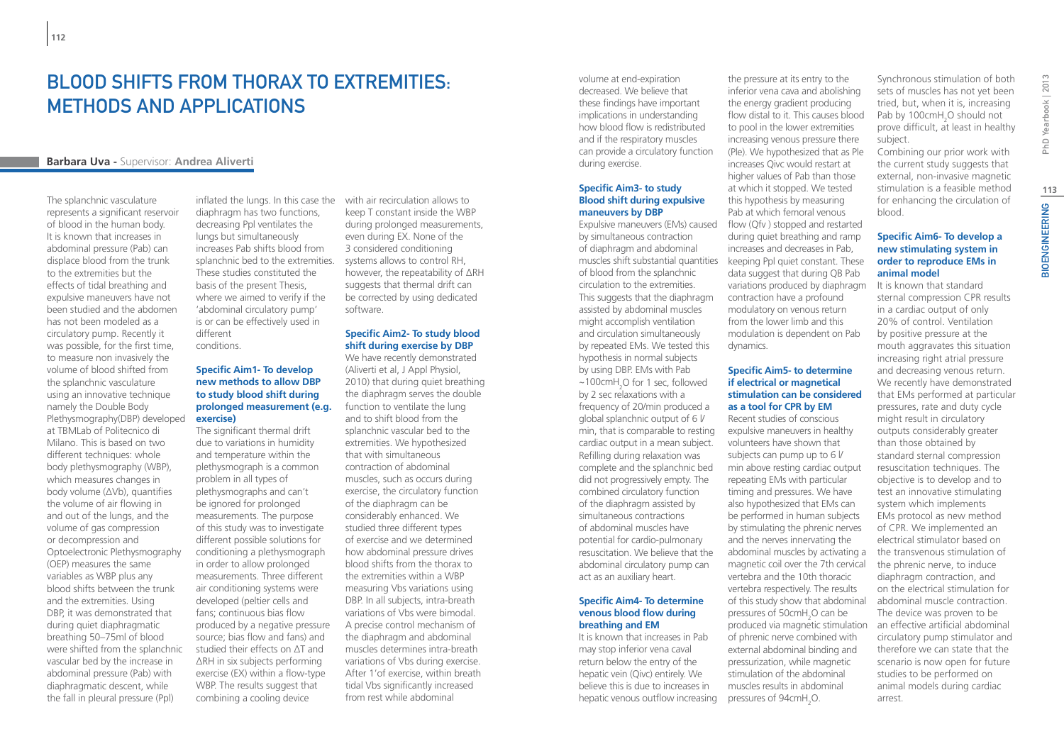# BLOOD SHIFTS FROM THORAX TO EXTREMITIES: METHODS AND APPLICATIONS

**Barbara Uva** - Supervisor: **Andrea Aliverti**

The splanchnic vasculature represents a significant reservoir of blood in the human body. It is known that increases in abdominal pressure (Pab) can displace blood from the trunk to the extremities but the effects of tidal breathing and expulsive maneuvers have not been studied and the abdomen has not been modeled as a circulatory pump. Recently it was possible, for the first time, to measure non invasively the volume of blood shifted from the splanchnic vasculature using an innovative technique namely the Double Body Plethysmography(DBP) developed at TBMLab of Politecnico di Milano. This is based on two different techniques: whole body plethysmography (WBP), which measures changes in body volume (ΔVb), quantifies the volume of air flowing in and out of the lungs, and the volume of gas compression or decompression and Optoelectronic Plethysmography (OEP) measures the same variables as WBP plus any blood shifts between the trunk and the extremities. Using DBP, it was demonstrated that during quiet diaphragmatic breathing 50–75ml of blood were shifted from the splanchnic vascular bed by the increase in abdominal pressure (Pab) with diaphragmatic descent, while the fall in pleural pressure (Ppl) inflated the lungs. In this case the diaphragm has two functions, decreasing Ppl ventilates the lungs but simultaneously increases Pab shifts blood from splanchnic bed to the extremities. These studies constituted the basis of the present Thesis, where we aimed to verify if the 'abdominal circulatory pump' is or can be effectively used in different conditions.

### Specific Aim1- To develop new methods to allow DBP to study blood shift during prolonged measurement (e.g. exercise)

The significant thermal drift due to variations in humidity and temperature within the plethysmograph is a common problem in all types of plethysmographs and can't be ignored for prolonged measurements. The purpose of this study was to investigate different possible solutions for conditioning a plethysmograph in order to allow prolonged measurements. Three different air conditioning systems were developed (peltier cells and fans; continuous bias flow produced by a negative pressure source; bias flow and fans) and studied their effects on ΔT and ΔRH in six subjects performing exercise (EX) within a flow-type WBP. The results suggest that combining a cooling device with air recirculation allows to keep T constant inside the WBP during prolonged measurements, even during EX. None of the 3 considered conditioning systems allows to control RH, however, the repeatability of ΔRH suggests that thermal drift can be corrected by using dedicated software.

### Specific Aim2- To study blood shift during exercise by DBP

We have recently demonstrated (Aliverti et al, J Appl Physiol, 2010) that during quiet breathing the diaphragm serves the double function to ventilate the lung and to shift blood from the splanchnic vascular bed to the extremities. We hypothesized that with simultaneous contraction of abdominal muscles, such as occurs during exercise, the circulatory function of the diaphragm can be considerably enhanced. We studied three different types of exercise and we determined how abdominal pressure drives blood shifts from the thorax to the extremities within a WBP measuring Vbs variations using DBP. In all subjects, intra-breath variations of Vbs were bimodal. A precise control mechanism of the diaphragm and abdominal muscles determines intra-breath variations of Vbs during exercise. After 1'of exercise, within breath tidal Vbs significantly increased from rest while abdominal volume at end-expiration decreased. We believe that these findings have important implications in understanding how blood flow is redistributed and if the respiratory muscles can provide a circulatory function during exercise.

### Specific Aim3- to study Blood shift during expulsive maneuvers by DBP

Expulsive maneuvers (EMs) caused by simultaneous contraction of diaphragm and abdominal muscles shift substantial quantities of blood from the splanchnic circulation to the extremities. This suggests that the diaphragm assisted by abdominal muscles might accomplish ventilation and circulation simultaneously by repeated EMs. We tested this hypothesis in normal subjects by using DBP. EMs with Pab ~100cm$H_2O$ for 1 sec, followed by 2 sec relaxations with a frequency of 20/min produced a global splanchnic output of 6 l/min, that is comparable to resting cardiac output in a mean subject. Refilling during relaxation was complete and the splanchnic bed did not progressively empty. The combined circulatory function of the diaphragm assisted by simultaneous contractions of abdominal muscles have potential for cardio-pulmonary resuscitation. We believe that the abdominal circulatory pump can act as an auxiliary heart.

### Specific Aim4- To determine venous blood flow during breathing and EM

It is known that increases in Pab may stop inferior vena caval return below the entry of the hepatic vein (Qivc) entirely. We believe this is due to increases in hepatic venous outflow increasing the pressure at its entry to the inferior vena cava and abolishing the energy gradient producing flow distal to it. This causes blood to pool in the lower extremities increasing venous pressure there (Ple). We hypothesized that as Ple increases Qivc would restart at higher values of Pab than those at which it stopped. We tested this hypothesis by measuring Pab at which femoral venous flow (Qfv ) stopped and restarted during quiet breathing and ramp increases and decreases in Pab, keeping Ppl quiet constant. These data suggest that during QB Pab variations produced by diaphragm contraction have a profound modulatory on venous return from the lower limb and this modulation is dependent on Pab dynamics.

### Specific Aim5- to determine if electrical or magnetical stimulation can be considered as a tool for CPR by EM

Recent studies of conscious expulsive maneuvers in healthy volunteers have shown that subjects can pump up to 6 l/min above resting cardiac output repeating EMs with particular timing and pressures. We have also hypothesized that EMs can be performed in human subjects by stimulating the phrenic nerves and the nerves innervating the abdominal muscles by activating a magnetic coil over the 7th cervical vertebra and the 10th thoracic vertebra respectively. The results of this study show that abdominal pressures of 50cm$H_2O$ can be produced via magnetic stimulation of phrenic nerve combined with external abdominal binding and pressurization, while magnetic stimulation of the abdominal muscles results in abdominal pressures of 94cm$H_2O$.

Synchronous stimulation of both sets of muscles has not yet been tried, but, when it is, increasing Pab by 100cm$H_2O$ should not prove difficult, at least in healthy subject.

Combining our prior work with the current study suggests that external, non-invasive magnetic stimulation is a feasible method for enhancing the circulation of blood.

### Specific Aim6- To develop a new stimulating system in order to reproduce EMs in animal model

It is known that standard sternal compression CPR results in a cardiac output of only 20% of control. Ventilation by positive pressure at the mouth aggravates this situation increasing right atrial pressure and decreasing venous return. We recently have demonstrated that EMs performed at particular pressures, rate and duty cycle might result in circulatory outputs considerably greater than those obtained by standard sternal compression resuscitation techniques. The objective is to develop and to test an innovative stimulating system which implements EMs protocol as new method of CPR. We implemented an electrical stimulator based on the transvenous stimulation of the phrenic nerve, to induce diaphragm contraction, and on the electrical stimulation for abdominal muscle contraction. The device was proven to be an effective artificial abdominal circulatory pump stimulator and therefore we can state that the scenario is now open for future studies to be performed on animal models during cardiac arrest.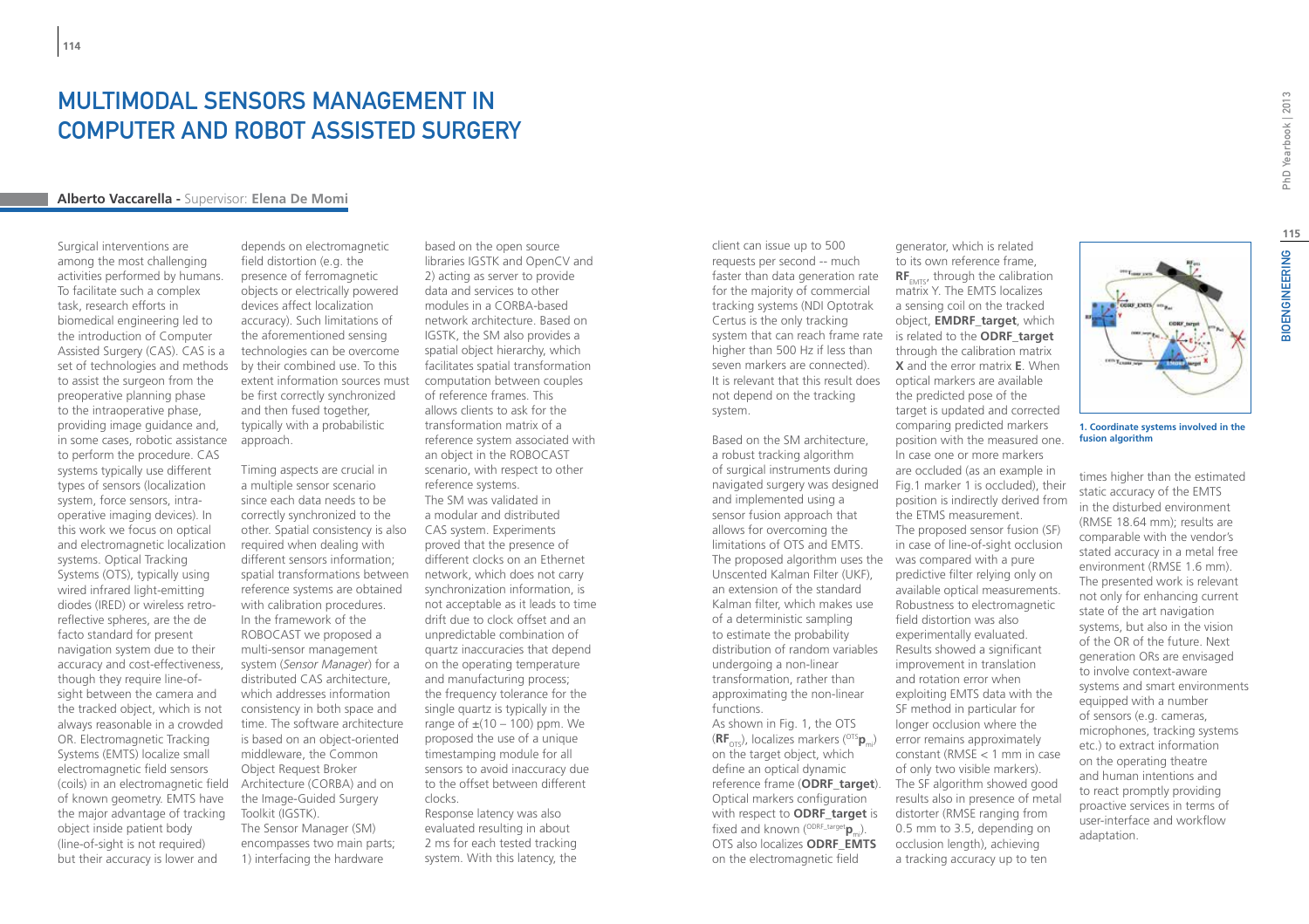# MULTIMODAL SENSORS MANAGEMENT IN COMPUTER AND ROBOT ASSISTED SURGERY

**Alberto Vaccarella -** Supervisor: **Elena De Momi**

Surgical interventions are among the most challenging activities performed by humans. To facilitate such a complex task, research efforts in biomedical engineering led to the introduction of Computer Assisted Surgery (CAS). CAS is a set of technologies and methods to assist the surgeon from the preoperative planning phase to the intraoperative phase, providing image guidance and, in some cases, robotic assistance to perform the procedure. CAS systems typically use different types of sensors (localization system, force sensors, intra-operative imaging devices). In this work we focus on optical and electromagnetic localization systems. Optical Tracking Systems (OTS), typically using wired infrared light-emitting diodes (IRED) or wireless retro-reflective spheres, are the de facto standard for present navigation system due to their accuracy and cost-effectiveness, though they require line-of-sight between the camera and the tracked object, which is not always reasonable in a crowded OR. Electromagnetic Tracking Systems (EMTS) localize small electromagnetic field sensors (coils) in an electromagnetic field of known geometry. EMTS have the major advantage of tracking object inside patient body (line-of-sight is not required) but their accuracy is lower and depends on electromagnetic field distortion (e.g. the presence of ferromagnetic objects or electrically powered devices affect localization accuracy). Such limitations of the aforementioned sensing technologies can be overcome by their combined use. To this extent information sources must be first correctly synchronized and then fused together, typically with a probabilistic approach.

Timing aspects are crucial in a multiple sensor scenario since each data needs to be correctly synchronized to the other. Spatial consistency is also required when dealing with different sensors information; spatial transformations between reference systems are obtained with calibration procedures. In the framework of the ROBOCAST we proposed a multi-sensor management system (*Sensor Manager*) for a distributed CAS architecture, which addresses information consistency in both space and time. The software architecture is based on an object-oriented middleware, the Common Object Request Broker Architecture (CORBA) and on the Image-Guided Surgery Toolkit (IGSTK).

The Sensor Manager (SM) encompasses two main parts; 1) interfacing the hardware based on the open source libraries IGSTK and OpenCV and 2) acting as server to provide data and services to other modules in a CORBA-based network architecture. Based on IGSTK, the SM also provides a spatial object hierarchy, which facilitates spatial transformation computation between couples of reference frames. This allows clients to ask for the transformation matrix of a reference system associated with an object in the ROBOCAST scenario, with respect to other reference systems.

The SM was validated in a modular and distributed CAS system. Experiments proved that the presence of different clocks on an Ethernet network, which does not carry synchronization information, is not acceptable as it leads to time drift due to clock offset and an unpredictable combination of quartz inaccuracies that depend on the operating temperature and manufacturing process; the frequency tolerance for the single quartz is typically in the range of ±(10 – 100) ppm. We proposed the use of a unique timestamping module for all sensors to avoid inaccuracy due to the offset between different clocks.

Response latency was also evaluated resulting in about 2 ms for each tested tracking system. With this latency, the client can issue up to 500 requests per second -- much faster than data generation rate for the majority of commercial tracking systems (NDI Optotrak Certus is the only tracking system that can reach frame rate higher than 500 Hz if less than seven markers are connected). It is relevant that this result does not depend on the tracking system.

Based on the SM architecture, a robust tracking algorithm of surgical instruments during navigated surgery was designed and implemented using a sensor fusion approach that allows for overcoming the limitations of OTS and EMTS. The proposed algorithm uses the Unscented Kalman Filter (UKF), an extension of the standard Kalman filter, which makes use of a deterministic sampling to estimate the probability distribution of random variables undergoing a non-linear transformation, rather than approximating the non-linear functions.

As shown in Fig. 1, the OTS ($\mathbf{RF}_{OTS}$), localizes markers (${}^{OTS}\mathbf{p}_{mi}$) on the target object, which define an optical dynamic reference frame (**ODRF_target**). Optical markers configuration with respect to **ODRF_target** is fixed and known (${}^{ODRF\_target}\mathbf{p}_{mi}$). OTS also localizes **ODRF_EMTS** on the electromagnetic field generator, which is related to its own reference frame, $\mathbf{RF}_{EMTS}$, through the calibration matrix Y. The EMTS localizes a sensing coil on the tracked object, **EMDRF_target**, which is related to the **ODRF_target** through the calibration matrix **X** and the error matrix **E**. When optical markers are available the predicted pose of the target is updated and corrected comparing predicted markers position with the measured one. In case one or more markers are occluded (as an example in Fig.1 marker 1 is occluded), their position is indirectly derived from the ETMS measurement.

The proposed sensor fusion (SF) in case of line-of-sight occlusion was compared with a pure predictive filter relying only on available optical measurements. Robustness to electromagnetic field distortion was also experimentally evaluated. Results showed a significant improvement in translation and rotation error when exploiting EMTS data with the SF method in particular for longer occlusion where the error remains approximately constant (RMSE < 1 mm in case of only two visible markers). The SF algorithm showed good results also in presence of metal distorter (RMSE ranging from 0.5 mm to 3.5, depending on occlusion length), achieving a tracking accuracy up to ten times higher than the estimated static accuracy of the EMTS in the disturbed environment (RMSE 18.64 mm); results are comparable with the vendor's stated accuracy in a metal free environment (RMSE 1.6 mm). The presented work is relevant not only for enhancing current state of the art navigation systems, but also in the vision of the OR of the future. Next generation ORs are envisaged to involve context-aware systems and smart environments equipped with a number of sensors (e.g. cameras, microphones, tracking systems etc.) to extract information on the operating theatre and human intentions and to react promptly providing proactive services in terms of user-interface and workflow adaptation.

**1. Coordinate systems involved in the fusion algorithm**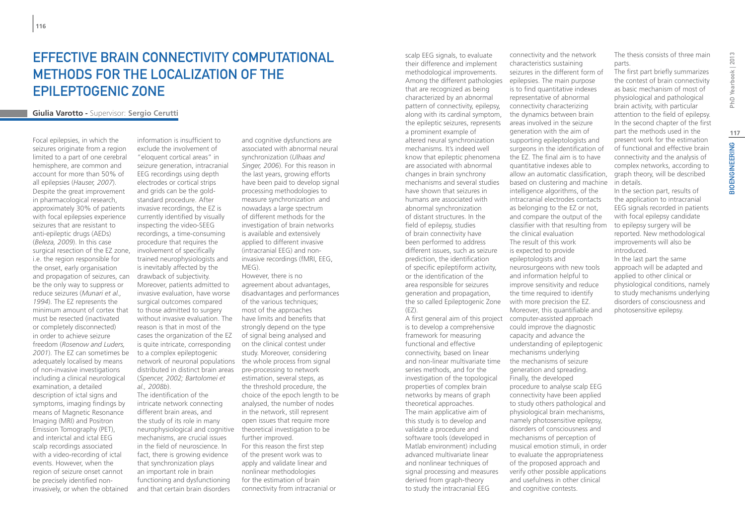# Effective Brain Connectivity Computational Methods for the Localization of the Epileptogenic Zone

**Giulia Varotto** - Supervisor: **Sergio Cerutti**

Focal epilepsies, in which the seizures originate from a region limited to a part of one cerebral hemisphere, are common and account for more than 50% of all epilepsies (*Hauser, 2007*). Despite the great improvement in pharmacological research, approximately 30% of patients with focal epilepsies experience seizures that are resistant to anti-epileptic drugs (AEDs) (*Beleza, 2009*). In this case surgical resection of the EZ zone, i.e. the region responsible for the onset, early organisation and propagation of seizures, can be the only way to suppress or reduce seizures (*Munari et al., 1994*). The EZ represents the minimum amount of cortex that must be resected (inactivated or completely disconnected) in order to achieve seizure freedom (*Rosenow and Luders, 2001*). The EZ can sometimes be adequately localised by means of non-invasive investigations including a clinical neurological examination, a detailed description of ictal signs and symptoms, imaging findings by means of Magnetic Resonance Imaging (MRI) and Positron Emission Tomography (PET), and interictal and ictal EEG scalp recordings associated with a video-recording of ictal events. However, when the region of seizure onset cannot be precisely identified non-invasively, or when the obtained information is insufficient to exclude the involvement of "eloquent cortical areas" in seizure generation, intracranial EEG recordings using depth electrodes or cortical strips and grids can be the gold-standard procedure. After invasive recordings, the EZ is currently identified by visually inspecting the video-SEEG recordings, a time-consuming procedure that requires the involvement of specifically trained neurophysiologists and is inevitably affected by the drawback of subjectivity. Moreover, patients admitted to invasive evaluation, have worse surgical outcomes compared to those admitted to surgery without invasive evaluation. The reason is that in most of the cases the organization of the EZ is quite intricate, corresponding to a complex epileptogenic network of neuronal populations distributed in distinct brain areas (*Spencer, 2002; Bartolomei et al., 2008b*).

The identification of the intricate network connecting different brain areas, and the study of its role in many neurophysiological and cognitive mechanisms, are crucial issues in the field of neuroscience. In fact, there is growing evidence that synchronization plays an important role in brain functioning and dysfunctioning and that certain brain disorders and cognitive dysfunctions are associated with abnormal neural synchronization (*Ulhaas and Singer, 2006*). For this reason in the last years, growing efforts have been paid to develop signal processing methodologies to measure synchronization and nowadays a large spectrum of different methods for the investigation of brain networks is available and extensively applied to different invasive (intracranial EEG) and non-invasive recordings (fMRI, EEG, MEG).

However, there is no agreement about advantages, disadvantages and performances of the various techniques; most of the approaches have limits and benefits that strongly depend on the type of signal being analysed and on the clinical contest under study. Moreover, considering the whole process from signal pre-processing to network estimation, several steps, as the threshold procedure, the choice of the epoch length to be analysed, the number of nodes in the network, still represent open issues that require more theoretical investigation to be further improved.

For this reason the first step of the present work was to apply and validate linear and nonlinear methodologies for the estimation of brain connectivity from intracranial or scalp EEG signals, to evaluate their difference and implement methodological improvements. Among the different pathologies that are recognized as being characterized by an abnormal pattern of connectivity, epilepsy, along with its cardinal symptom, the epileptic seizures, represents a prominent example of altered neural synchronization mechanisms. It's indeed well know that epileptic phenomena are associated with abnormal changes in brain synchrony mechanisms and several studies have shown that seizures in humans are associated with abnormal synchronization of distant structures. In the field of epilepsy, studies of brain connectivity have been performed to address different issues, such as seizure prediction, the identification of specific epileptiform activity, or the identification of the area responsible for seizures generation and propagation, the so called Epileptogenic Zone (EZ).

A first general aim of this project is to develop a comprehensive framework for measuring functional and effective connectivity, based on linear and non-linear multivariate time series methods, and for the investigation of the topological properties of complex brain networks by means of graph theoretical approaches.

The main applicative aim of this study is to develop and validate a procedure and software tools (developed in Matlab environment) including advanced multivariate linear and nonlinear techniques of signal processing and measures derived from graph-theory to study the intracranial EEG connectivity and the network characteristics sustaining seizures in the different form of epilepsies. The main purpose is to find quantitative indexes representative of abnormal connectivity characterizing the dynamics between brain areas involved in the seizure generation with the aim of supporting epileptologists and surgeons in the identification of the EZ. The final aim is to have quantitative indexes able to allow an automatic classification, based on clustering and machine intelligence algorithms, of the intracranial electrodes contacts as belonging to the EZ or not, and compare the output of the classifier with that resulting from the clinical evaluation

The result of this work is expected to provide epileptologists and neurosurgeons with new tools and information helpful to improve sensitivity and reduce the time required to identify with more precision the EZ. Moreover, this quantifiable and computer-assisted approach could improve the diagnostic capacity and advance the understanding of epileptogenic mechanisms underlying the mechanisms of seizure generation and spreading.

Finally, the developed procedure to analyse scalp EEG connectivity have been applied to study others pathological and physiological brain mechanisms, namely photosensitive epilepsy, disorders of consciousness and mechanisms of perception of musical emotion stimuli, in order to evaluate the appropriateness of the proposed approach and verify other possible applications and usefulness in other clinical and cognitive contests.

The thesis consists of three main parts.

The first part briefly summarizes the contest of brain connectivity as basic mechanism of most of physiological and pathological brain activity, with particular attention to the field of epilepsy. In the second chapter of the first part the methods used in the present work for the estimation of functional and effective brain connectivity and the analysis of complex networks, according to graph theory, will be described in details.

In the section part, results of the application to intracranial EEG signals recorded in patients with focal epilepsy candidate to epilepsy surgery will be reported. New methodological improvements will also be introduced.

In the last part the same approach will be adapted and applied to other clinical or physiological conditions, namely to study mechanisms underlying disorders of consciousness and photosensitive epilepsy.